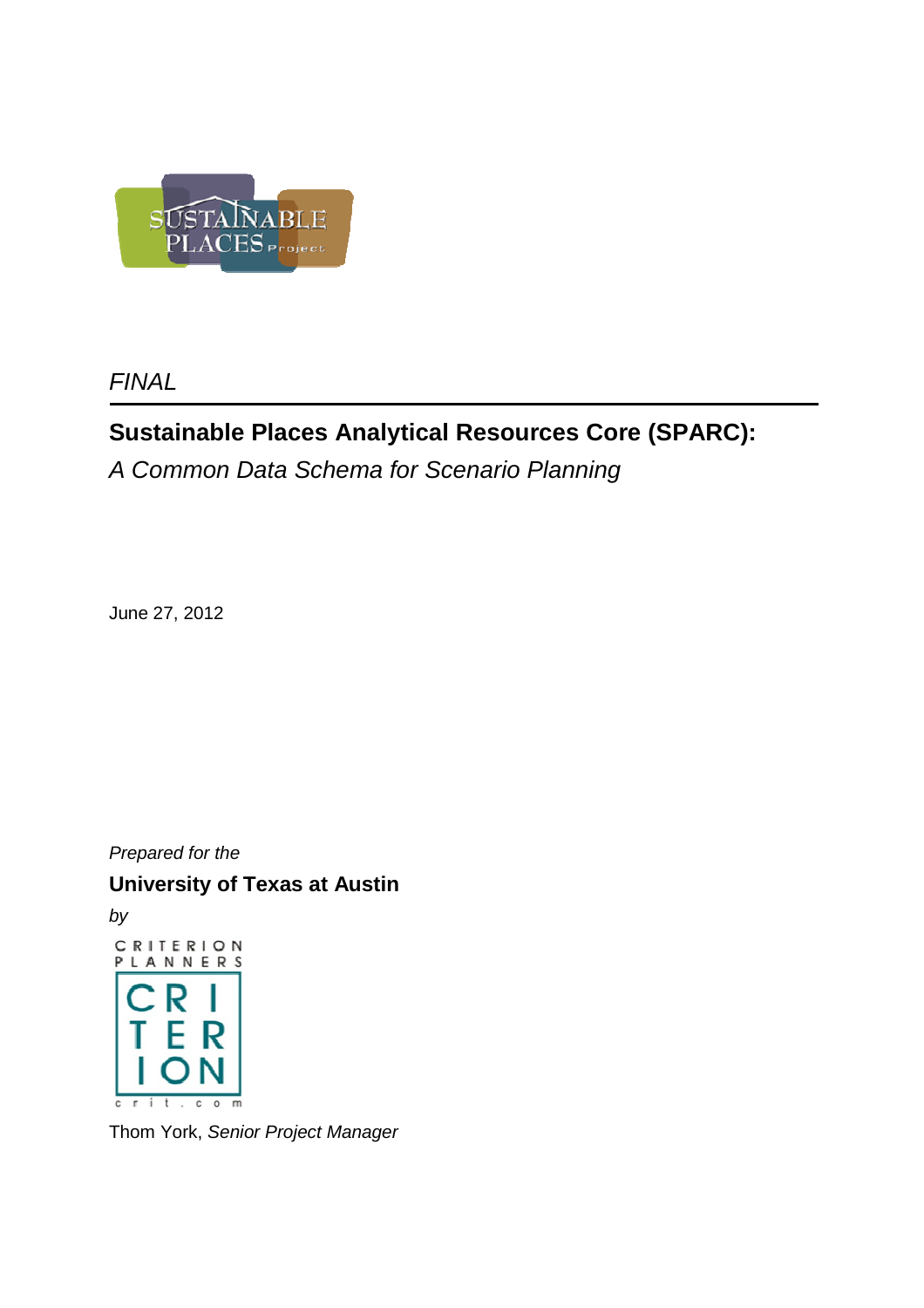SUSTAINABLE PLACES Project

*FINAL*

---

# Sustainable Places Analytical Resources Core (SPARC):

*A Common Data Schema for Scenario Planning*

June 27, 2012

*Prepared for the*

**University of Texas at Austin**

*by*

CRITERION PLANNERS

CRI TER ION

crit.com

Thom York, *Senior Project Manager*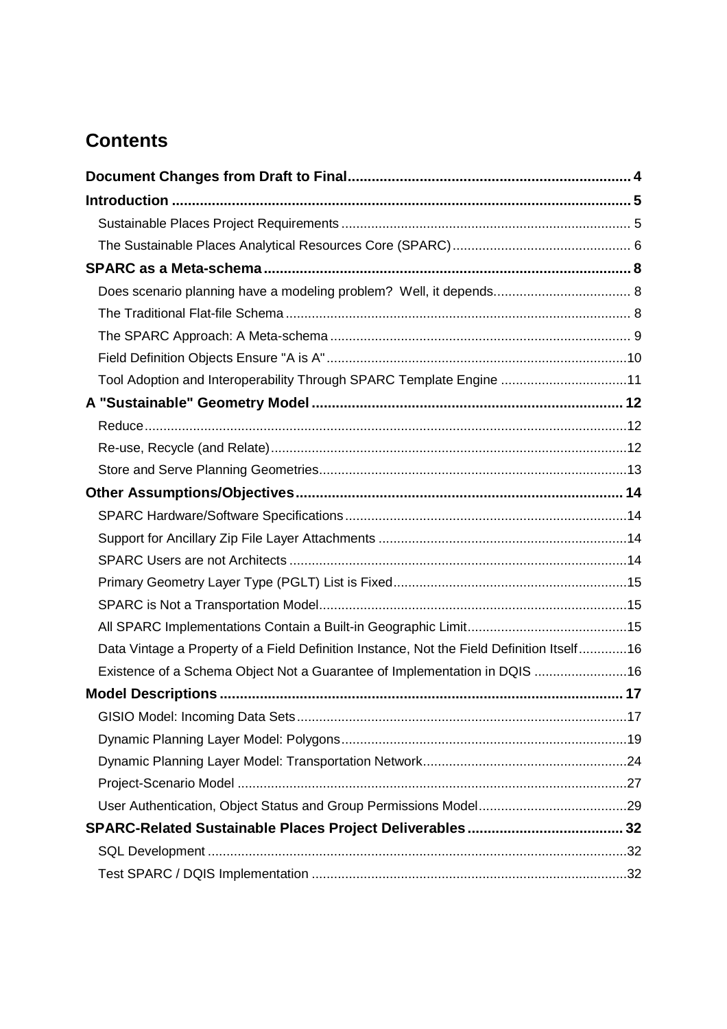# Contents

**Document Changes from Draft to Final** .... 4

**Introduction** .... 5

- Sustainable Places Project Requirements .... 5
- The Sustainable Places Analytical Resources Core (SPARC) .... 6

**SPARC as a Meta-schema** .... 8

- Does scenario planning have a modeling problem? Well, it depends. .... 8
- The Traditional Flat-file Schema .... 8
- The SPARC Approach: A Meta-schema .... 9
- Field Definition Objects Ensure "A is A" .... 10
- Tool Adoption and Interoperability Through SPARC Template Engine .... 11

**A "Sustainable" Geometry Model** .... 12

- Reduce .... 12
- Re-use, Recycle (and Relate) .... 12
- Store and Serve Planning Geometries .... 13

**Other Assumptions/Objectives** .... 14

- SPARC Hardware/Software Specifications .... 14
- Support for Ancillary Zip File Layer Attachments .... 14
- SPARC Users are not Architects .... 14
- Primary Geometry Layer Type (PGLT) List is Fixed .... 15
- SPARC is Not a Transportation Model .... 15
- All SPARC Implementations Contain a Built-in Geographic Limit .... 15
- Data Vintage a Property of a Field Definition Instance, Not the Field Definition Itself .... 16
- Existence of a Schema Object Not a Guarantee of Implementation in DQIS .... 16

**Model Descriptions** .... 17

- GISIO Model: Incoming Data Sets .... 17
- Dynamic Planning Layer Model: Polygons .... 19
- Dynamic Planning Layer Model: Transportation Network .... 24
- Project-Scenario Model .... 27
- User Authentication, Object Status and Group Permissions Model .... 29

**SPARC-Related Sustainable Places Project Deliverables** .... 32

- SQL Development .... 32
- Test SPARC / DQIS Implementation .... 32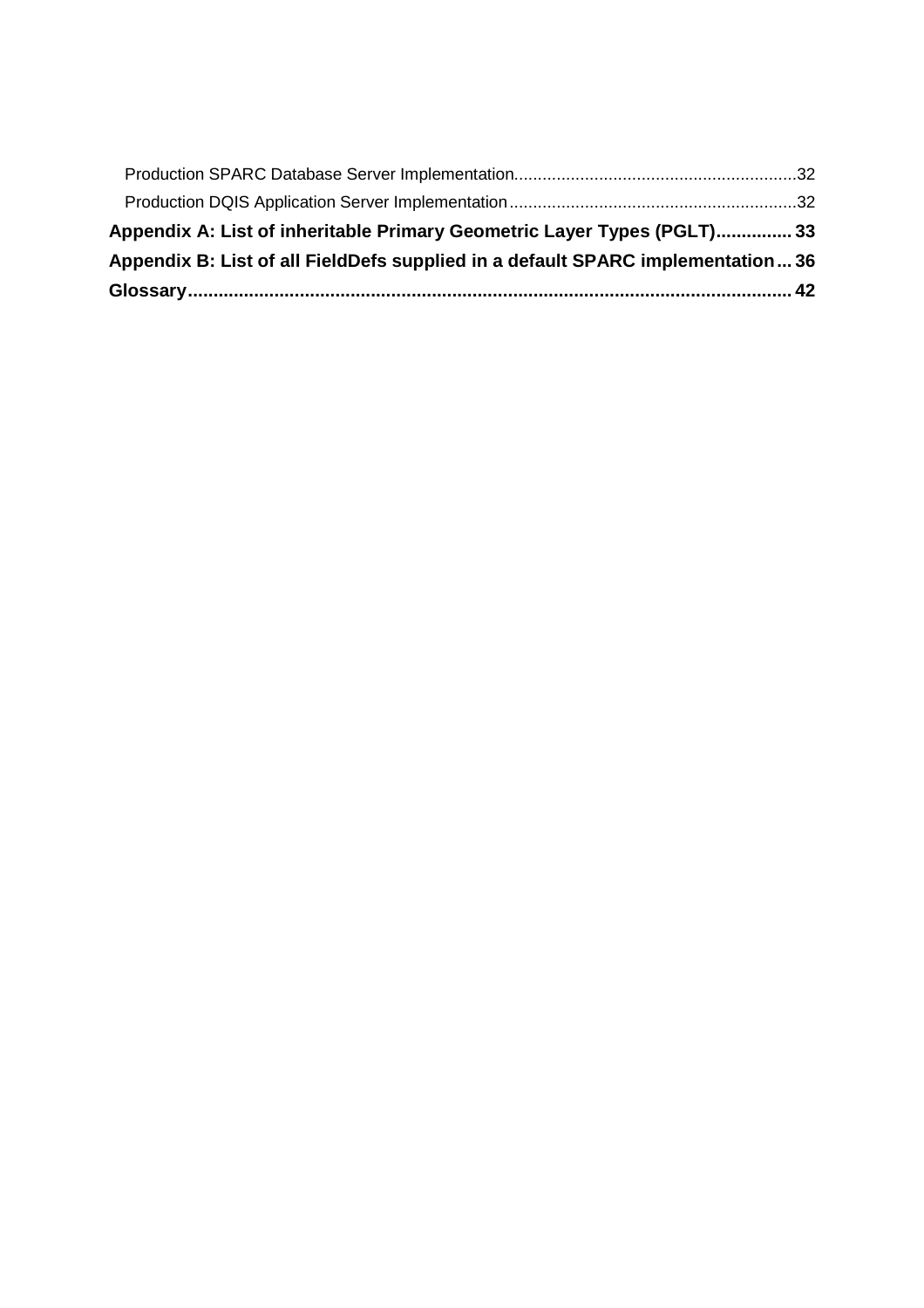Production SPARC Database Server Implementation............................................................32

Production DQIS Application Server Implementation............................................................32

**Appendix A: List of inheritable Primary Geometric Layer Types (PGLT)...............33**

**Appendix B: List of all FieldDefs supplied in a default SPARC implementation...36**

**Glossary........................................................................................................................42**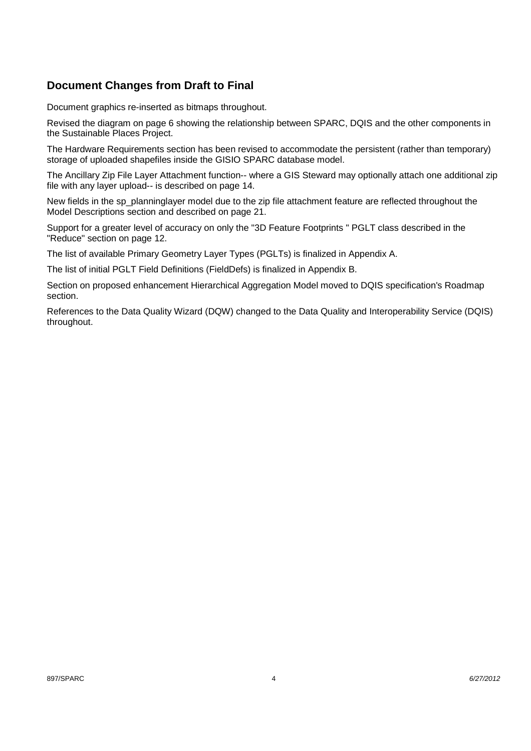## Document Changes from Draft to Final

Document graphics re-inserted as bitmaps throughout.

Revised the diagram on page 6 showing the relationship between SPARC, DQIS and the other components in the Sustainable Places Project.

The Hardware Requirements section has been revised to accommodate the persistent (rather than temporary) storage of uploaded shapefiles inside the GISIO SPARC database model.

The Ancillary Zip File Layer Attachment function-- where a GIS Steward may optionally attach one additional zip file with any layer upload-- is described on page 14.

New fields in the sp_planninglayer model due to the zip file attachment feature are reflected throughout the Model Descriptions section and described on page 21.

Support for a greater level of accuracy on only the "3D Feature Footprints " PGLT class described in the "Reduce" section on page 12.

The list of available Primary Geometry Layer Types (PGLTs) is finalized in Appendix A.

The list of initial PGLT Field Definitions (FieldDefs) is finalized in Appendix B.

Section on proposed enhancement Hierarchical Aggregation Model moved to DQIS specification's Roadmap section.

References to the Data Quality Wizard (DQW) changed to the Data Quality and Interoperability Service (DQIS) throughout.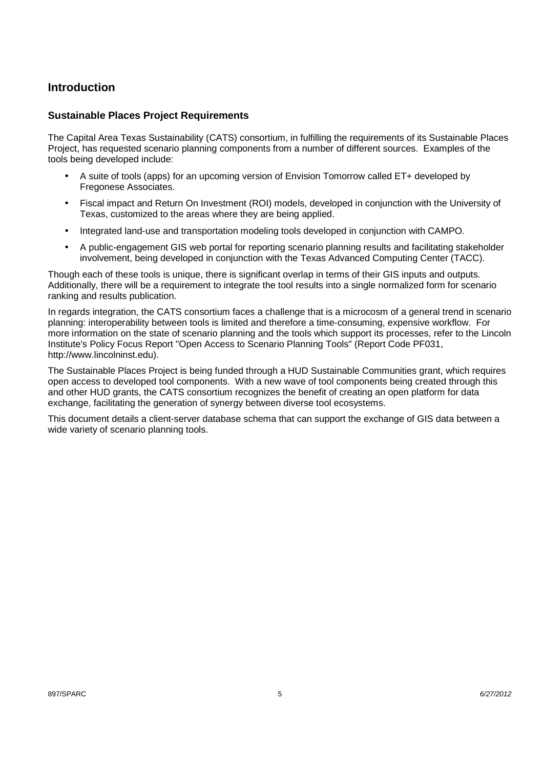# Introduction

## Sustainable Places Project Requirements

The Capital Area Texas Sustainability (CATS) consortium, in fulfilling the requirements of its Sustainable Places Project, has requested scenario planning components from a number of different sources. Examples of the tools being developed include:

- A suite of tools (apps) for an upcoming version of Envision Tomorrow called ET+ developed by Fregonese Associates.
- Fiscal impact and Return On Investment (ROI) models, developed in conjunction with the University of Texas, customized to the areas where they are being applied.
- Integrated land-use and transportation modeling tools developed in conjunction with CAMPO.
- A public-engagement GIS web portal for reporting scenario planning results and facilitating stakeholder involvement, being developed in conjunction with the Texas Advanced Computing Center (TACC).

Though each of these tools is unique, there is significant overlap in terms of their GIS inputs and outputs. Additionally, there will be a requirement to integrate the tool results into a single normalized form for scenario ranking and results publication.

In regards integration, the CATS consortium faces a challenge that is a microcosm of a general trend in scenario planning: interoperability between tools is limited and therefore a time-consuming, expensive workflow. For more information on the state of scenario planning and the tools which support its processes, refer to the Lincoln Institute's Policy Focus Report "Open Access to Scenario Planning Tools" (Report Code PF031, http://www.lincolninst.edu).

The Sustainable Places Project is being funded through a HUD Sustainable Communities grant, which requires open access to developed tool components. With a new wave of tool components being created through this and other HUD grants, the CATS consortium recognizes the benefit of creating an open platform for data exchange, facilitating the generation of synergy between diverse tool ecosystems.

This document details a client-server database schema that can support the exchange of GIS data between a wide variety of scenario planning tools.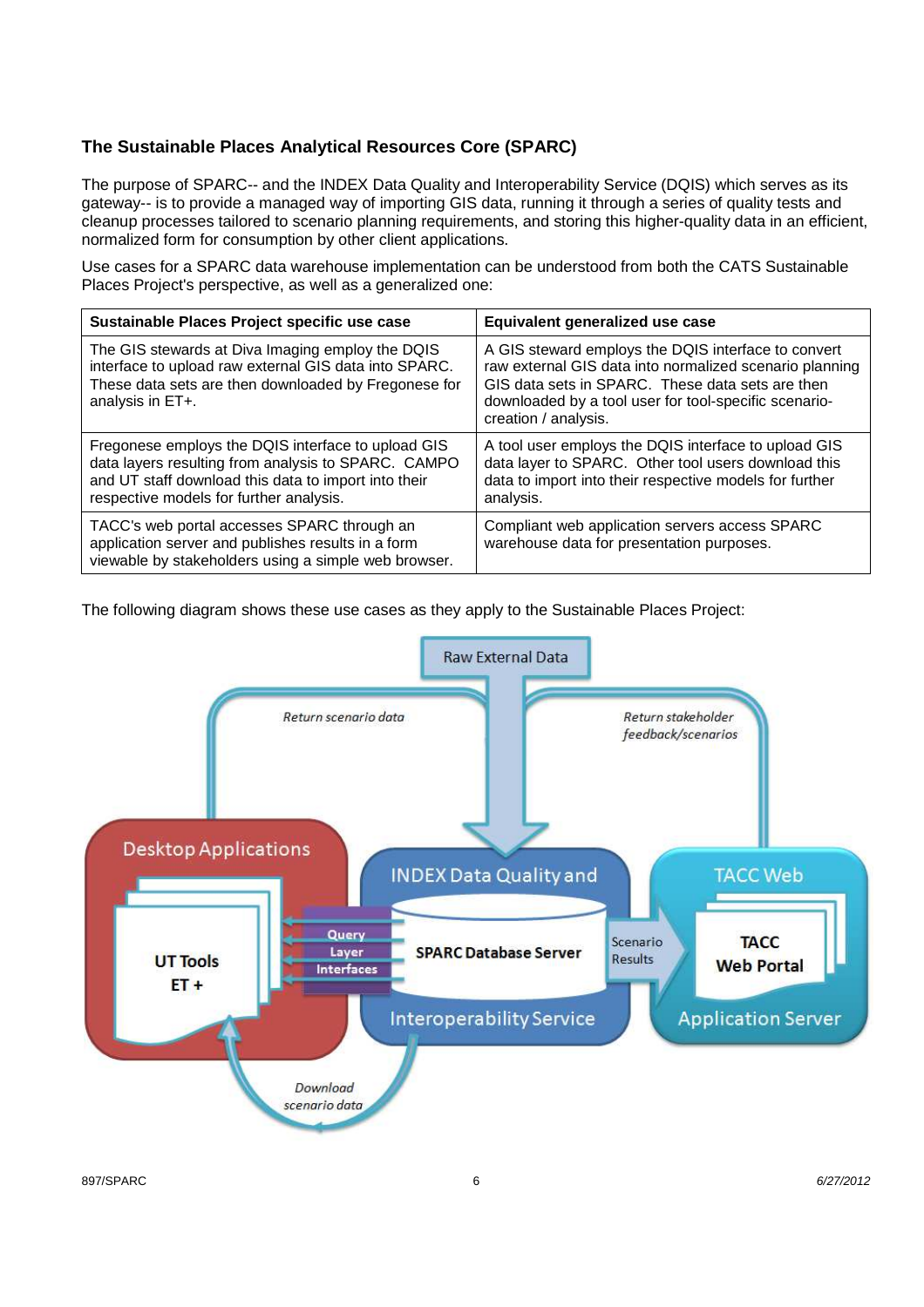### The Sustainable Places Analytical Resources Core (SPARC)

The purpose of SPARC-- and the INDEX Data Quality and Interoperability Service (DQIS) which serves as its gateway-- is to provide a managed way of importing GIS data, running it through a series of quality tests and cleanup processes tailored to scenario planning requirements, and storing this higher-quality data in an efficient, normalized form for consumption by other client applications.

Use cases for a SPARC data warehouse implementation can be understood from both the CATS Sustainable Places Project's perspective, as well as a generalized one:

| Sustainable Places Project specific use case | Equivalent generalized use case |
| --- | --- |
| The GIS stewards at Diva Imaging employ the DQIS interface to upload raw external GIS data into SPARC. These data sets are then downloaded by Fregonese for analysis in ET+. | A GIS steward employs the DQIS interface to convert raw external GIS data into normalized scenario planning GIS data sets in SPARC. These data sets are then downloaded by a tool user for tool-specific scenario-creation / analysis. |
| Fregonese employs the DQIS interface to upload GIS data layers resulting from analysis to SPARC. CAMPO and UT staff download this data to import into their respective models for further analysis. | A tool user employs the DQIS interface to upload GIS data layer to SPARC. Other tool users download this data to import into their respective models for further analysis. |
| TACC's web portal accesses SPARC through an application server and publishes results in a form viewable by stakeholders using a simple web browser. | Compliant web application servers access SPARC warehouse data for presentation purposes. |

The following diagram shows these use cases as they apply to the Sustainable Places Project: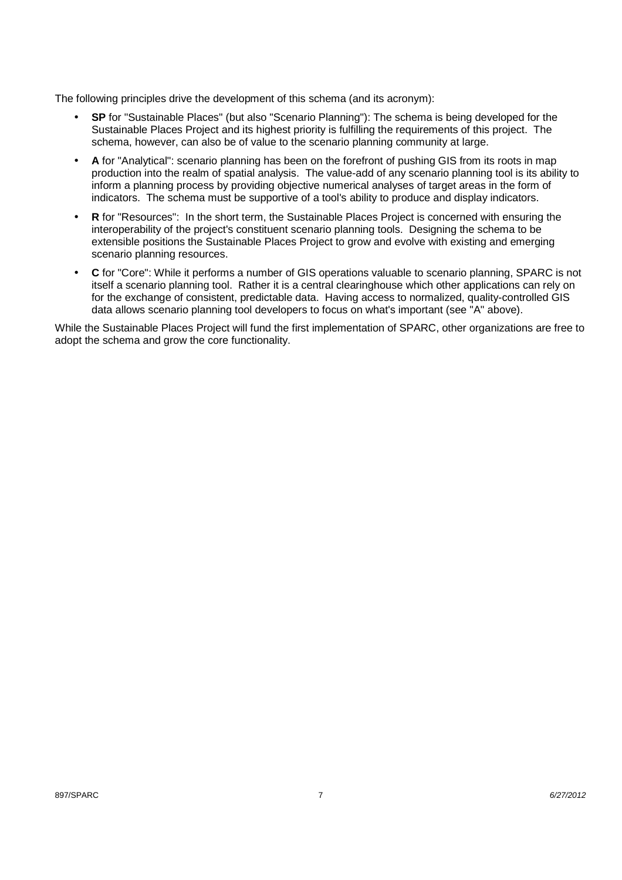The following principles drive the development of this schema (and its acronym):

- **SP** for "Sustainable Places" (but also "Scenario Planning"): The schema is being developed for the Sustainable Places Project and its highest priority is fulfilling the requirements of this project. The schema, however, can also be of value to the scenario planning community at large.
- **A** for "Analytical": scenario planning has been on the forefront of pushing GIS from its roots in map production into the realm of spatial analysis. The value-add of any scenario planning tool is its ability to inform a planning process by providing objective numerical analyses of target areas in the form of indicators. The schema must be supportive of a tool's ability to produce and display indicators.
- **R** for "Resources": In the short term, the Sustainable Places Project is concerned with ensuring the interoperability of the project's constituent scenario planning tools. Designing the schema to be extensible positions the Sustainable Places Project to grow and evolve with existing and emerging scenario planning resources.
- **C** for "Core": While it performs a number of GIS operations valuable to scenario planning, SPARC is not itself a scenario planning tool. Rather it is a central clearinghouse which other applications can rely on for the exchange of consistent, predictable data. Having access to normalized, quality-controlled GIS data allows scenario planning tool developers to focus on what's important (see "A" above).

While the Sustainable Places Project will fund the first implementation of SPARC, other organizations are free to adopt the schema and grow the core functionality.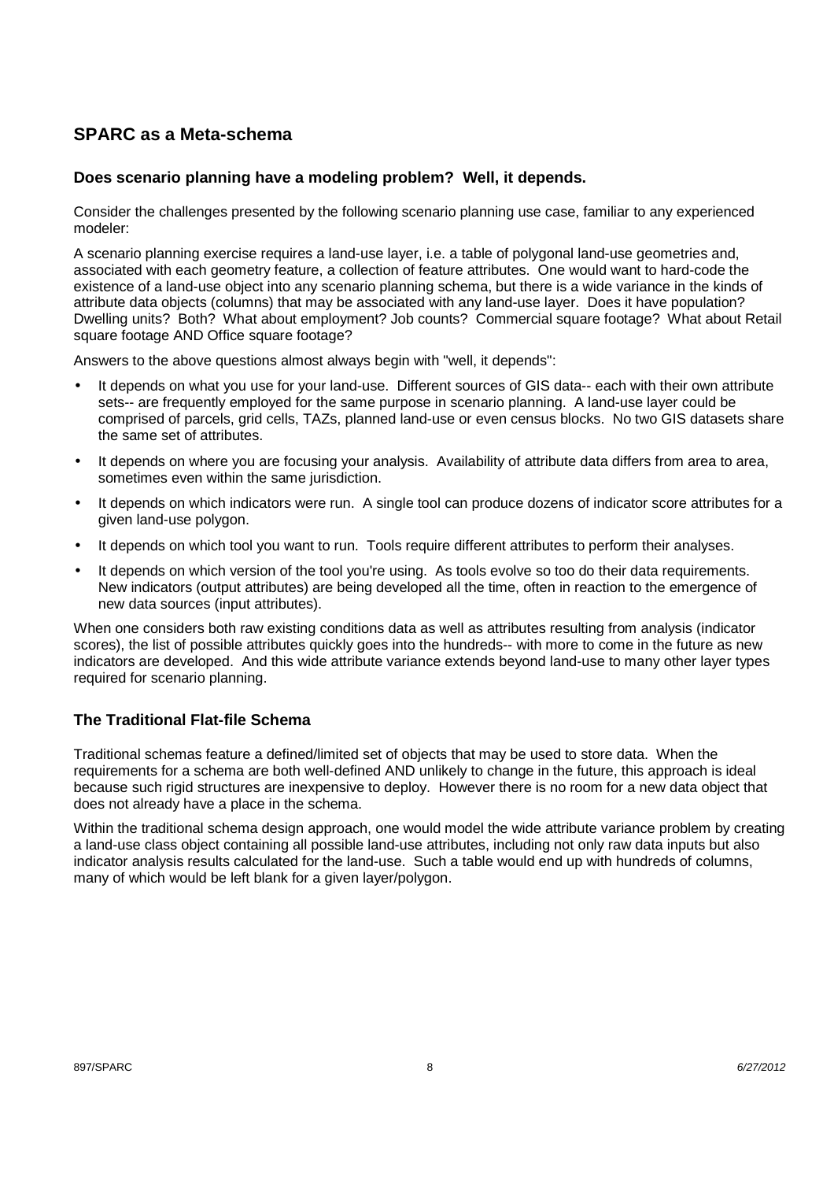## SPARC as a Meta-schema

### Does scenario planning have a modeling problem? Well, it depends.

Consider the challenges presented by the following scenario planning use case, familiar to any experienced modeler:

A scenario planning exercise requires a land-use layer, i.e. a table of polygonal land-use geometries and, associated with each geometry feature, a collection of feature attributes. One would want to hard-code the existence of a land-use object into any scenario planning schema, but there is a wide variance in the kinds of attribute data objects (columns) that may be associated with any land-use layer. Does it have population? Dwelling units? Both? What about employment? Job counts? Commercial square footage? What about Retail square footage AND Office square footage?

Answers to the above questions almost always begin with "well, it depends":

- It depends on what you use for your land-use. Different sources of GIS data-- each with their own attribute sets-- are frequently employed for the same purpose in scenario planning. A land-use layer could be comprised of parcels, grid cells, TAZs, planned land-use or even census blocks. No two GIS datasets share the same set of attributes.
- It depends on where you are focusing your analysis. Availability of attribute data differs from area to area, sometimes even within the same jurisdiction.
- It depends on which indicators were run. A single tool can produce dozens of indicator score attributes for a given land-use polygon.
- It depends on which tool you want to run. Tools require different attributes to perform their analyses.
- It depends on which version of the tool you're using. As tools evolve so too do their data requirements. New indicators (output attributes) are being developed all the time, often in reaction to the emergence of new data sources (input attributes).

When one considers both raw existing conditions data as well as attributes resulting from analysis (indicator scores), the list of possible attributes quickly goes into the hundreds-- with more to come in the future as new indicators are developed. And this wide attribute variance extends beyond land-use to many other layer types required for scenario planning.

### The Traditional Flat-file Schema

Traditional schemas feature a defined/limited set of objects that may be used to store data. When the requirements for a schema are both well-defined AND unlikely to change in the future, this approach is ideal because such rigid structures are inexpensive to deploy. However there is no room for a new data object that does not already have a place in the schema.

Within the traditional schema design approach, one would model the wide attribute variance problem by creating a land-use class object containing all possible land-use attributes, including not only raw data inputs but also indicator analysis results calculated for the land-use. Such a table would end up with hundreds of columns, many of which would be left blank for a given layer/polygon.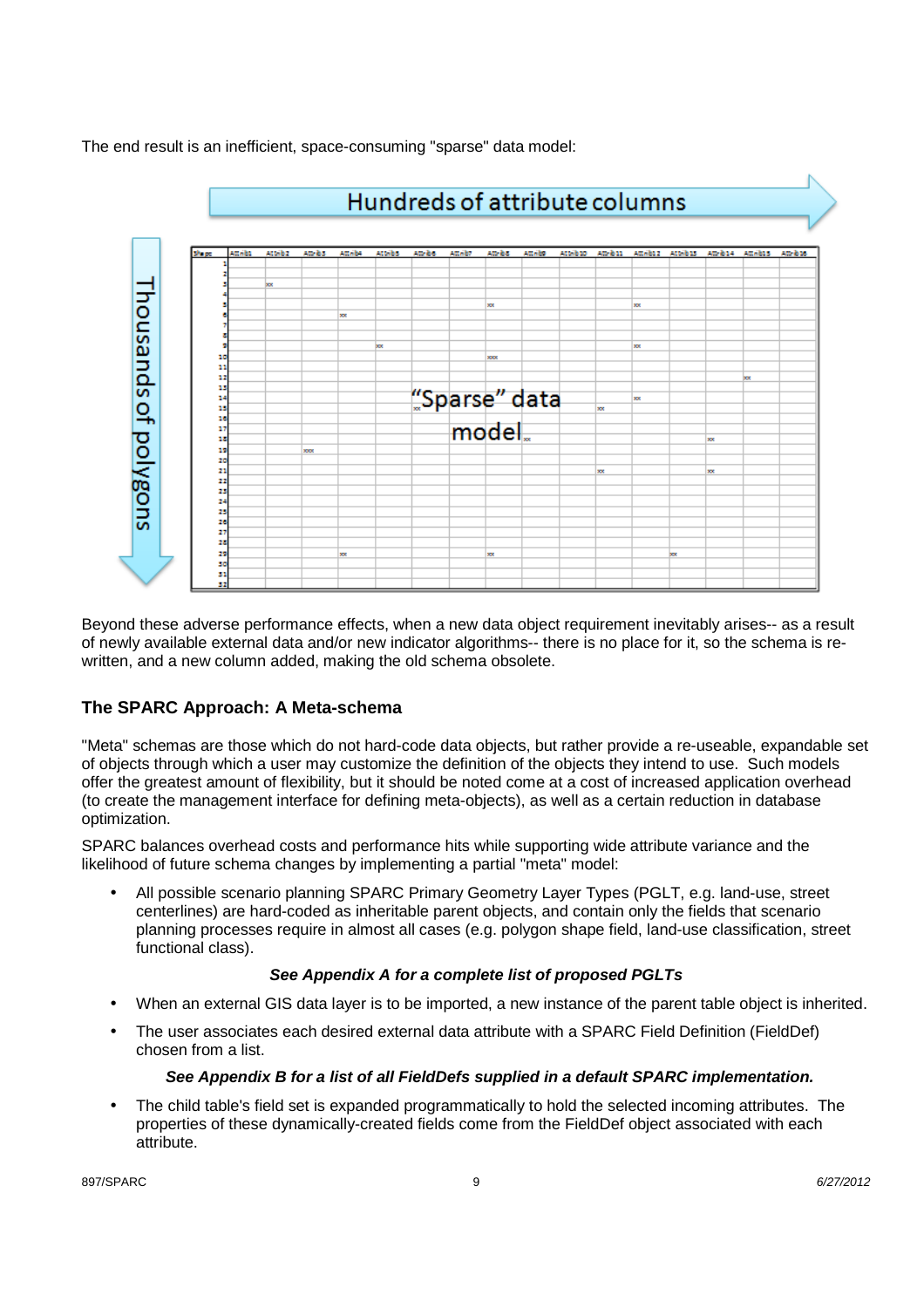The end result is an inefficient, space-consuming "sparse" data model:

Beyond these adverse performance effects, when a new data object requirement inevitably arises-- as a result of newly available external data and/or new indicator algorithms-- there is no place for it, so the schema is re-written, and a new column added, making the old schema obsolete.

### The SPARC Approach: A Meta-schema

"Meta" schemas are those which do not hard-code data objects, but rather provide a re-useable, expandable set of objects through which a user may customize the definition of the objects they intend to use. Such models offer the greatest amount of flexibility, but it should be noted come at a cost of increased application overhead (to create the management interface for defining meta-objects), as well as a certain reduction in database optimization.

SPARC balances overhead costs and performance hits while supporting wide attribute variance and the likelihood of future schema changes by implementing a partial "meta" model:

- All possible scenario planning SPARC Primary Geometry Layer Types (PGLT, e.g. land-use, street centerlines) are hard-coded as inheritable parent objects, and contain only the fields that scenario planning processes require in almost all cases (e.g. polygon shape field, land-use classification, street functional class).

  ***See Appendix A for a complete list of proposed PGLTs***

- When an external GIS data layer is to be imported, a new instance of the parent table object is inherited.
- The user associates each desired external data attribute with a SPARC Field Definition (FieldDef) chosen from a list.

  ***See Appendix B for a list of all FieldDefs supplied in a default SPARC implementation.***

- The child table's field set is expanded programmatically to hold the selected incoming attributes. The properties of these dynamically-created fields come from the FieldDef object associated with each attribute.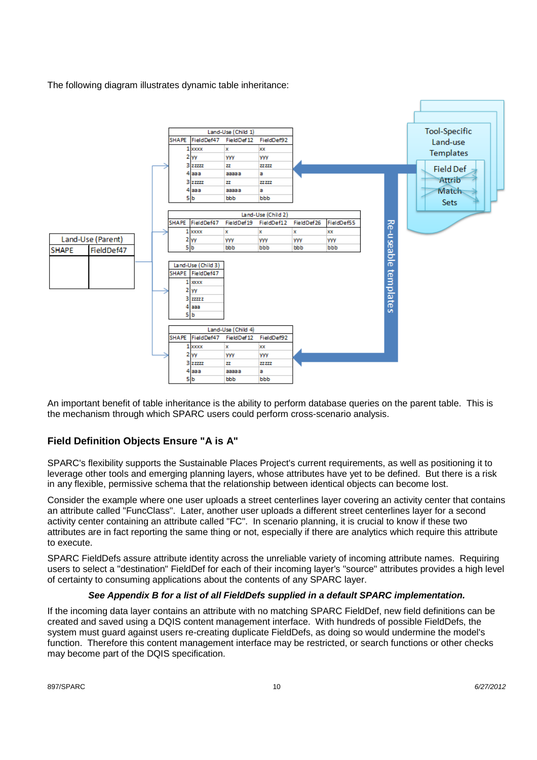The following diagram illustrates dynamic table inheritance:

An important benefit of table inheritance is the ability to perform database queries on the parent table. This is the mechanism through which SPARC users could perform cross-scenario analysis.

### Field Definition Objects Ensure "A is A"

SPARC's flexibility supports the Sustainable Places Project's current requirements, as well as positioning it to leverage other tools and emerging planning layers, whose attributes have yet to be defined. But there is a risk in any flexible, permissive schema that the relationship between identical objects can become lost.

Consider the example where one user uploads a street centerlines layer covering an activity center that contains an attribute called "FuncClass". Later, another user uploads a different street centerlines layer for a second activity center containing an attribute called "FC". In scenario planning, it is crucial to know if these two attributes are in fact reporting the same thing or not, especially if there are analytics which require this attribute to execute.

SPARC FieldDefs assure attribute identity across the unreliable variety of incoming attribute names. Requiring users to select a "destination" FieldDef for each of their incoming layer's "source" attributes provides a high level of certainty to consuming applications about the contents of any SPARC layer.

***See Appendix B for a list of all FieldDefs supplied in a default SPARC implementation.***

If the incoming data layer contains an attribute with no matching SPARC FieldDef, new field definitions can be created and saved using a DQIS content management interface. With hundreds of possible FieldDefs, the system must guard against users re-creating duplicate FieldDefs, as doing so would undermine the model's function. Therefore this content management interface may be restricted, or search functions or other checks may become part of the DQIS specification.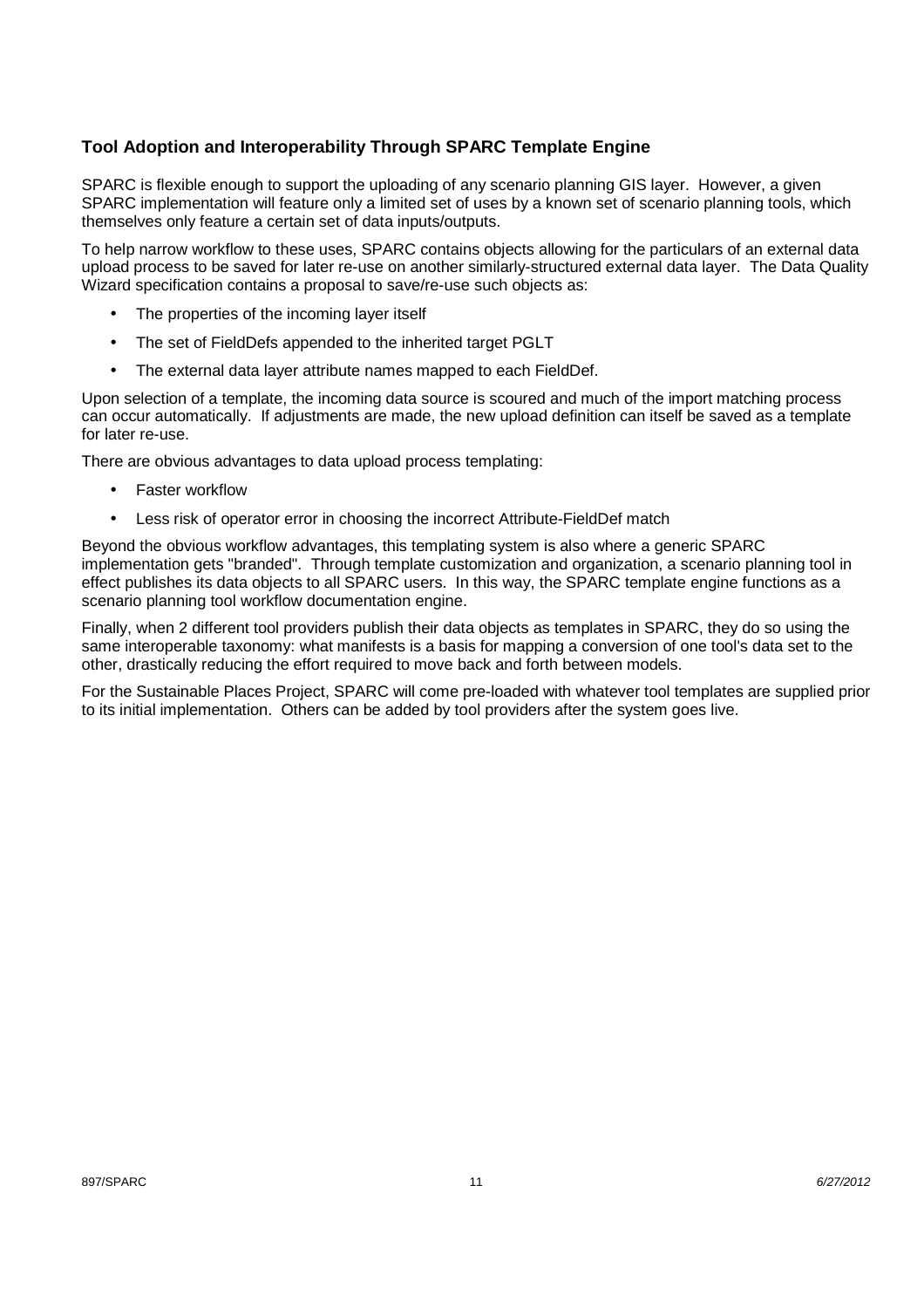## Tool Adoption and Interoperability Through SPARC Template Engine

SPARC is flexible enough to support the uploading of any scenario planning GIS layer. However, a given SPARC implementation will feature only a limited set of uses by a known set of scenario planning tools, which themselves only feature a certain set of data inputs/outputs.

To help narrow workflow to these uses, SPARC contains objects allowing for the particulars of an external data upload process to be saved for later re-use on another similarly-structured external data layer. The Data Quality Wizard specification contains a proposal to save/re-use such objects as:

- The properties of the incoming layer itself
- The set of FieldDefs appended to the inherited target PGLT
- The external data layer attribute names mapped to each FieldDef.

Upon selection of a template, the incoming data source is scoured and much of the import matching process can occur automatically. If adjustments are made, the new upload definition can itself be saved as a template for later re-use.

There are obvious advantages to data upload process templating:

- Faster workflow
- Less risk of operator error in choosing the incorrect Attribute-FieldDef match

Beyond the obvious workflow advantages, this templating system is also where a generic SPARC implementation gets "branded". Through template customization and organization, a scenario planning tool in effect publishes its data objects to all SPARC users. In this way, the SPARC template engine functions as a scenario planning tool workflow documentation engine.

Finally, when 2 different tool providers publish their data objects as templates in SPARC, they do so using the same interoperable taxonomy: what manifests is a basis for mapping a conversion of one tool's data set to the other, drastically reducing the effort required to move back and forth between models.

For the Sustainable Places Project, SPARC will come pre-loaded with whatever tool templates are supplied prior to its initial implementation. Others can be added by tool providers after the system goes live.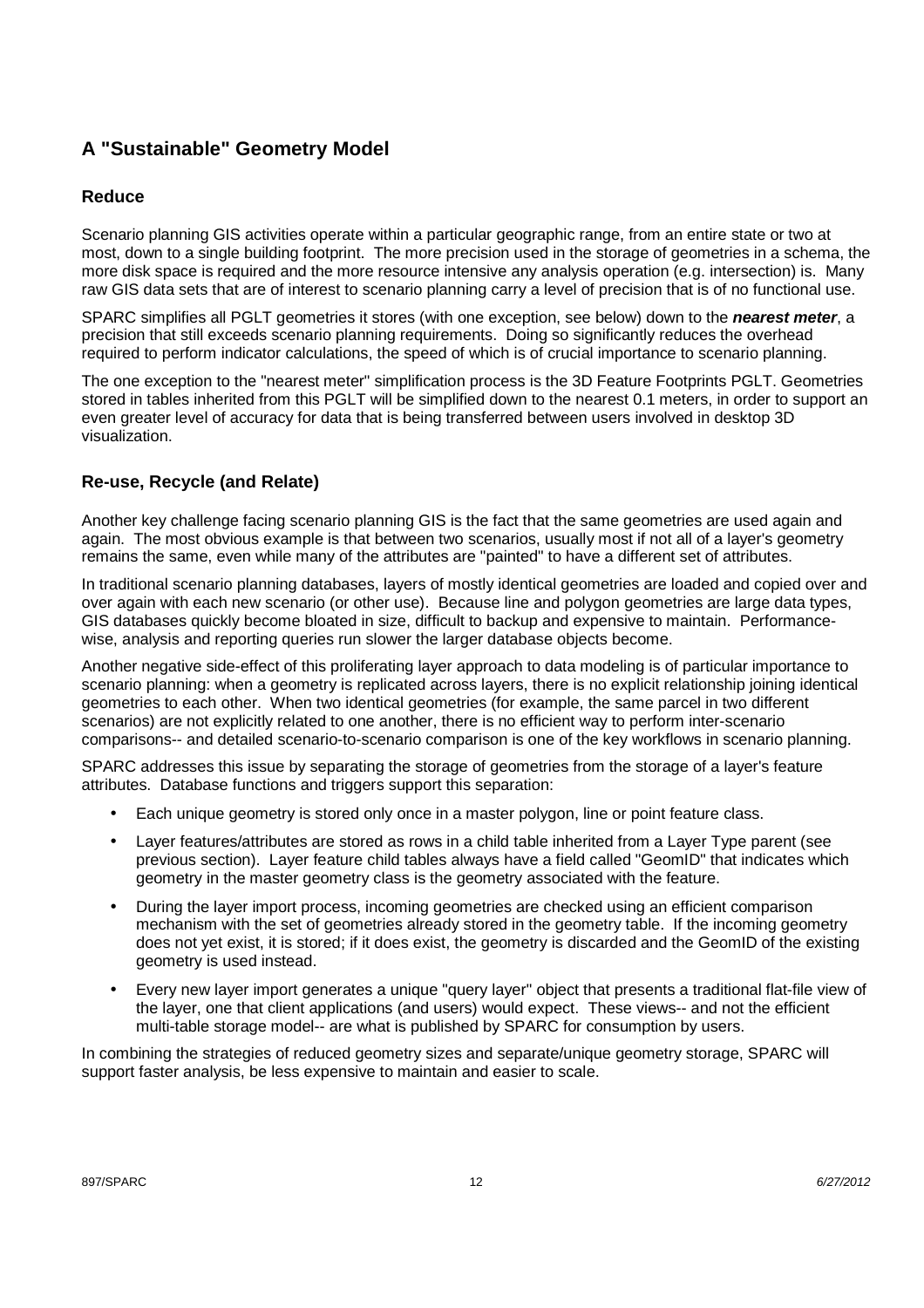## A "Sustainable" Geometry Model

### Reduce

Scenario planning GIS activities operate within a particular geographic range, from an entire state or two at most, down to a single building footprint. The more precision used in the storage of geometries in a schema, the more disk space is required and the more resource intensive any analysis operation (e.g. intersection) is. Many raw GIS data sets that are of interest to scenario planning carry a level of precision that is of no functional use.

SPARC simplifies all PGLT geometries it stores (with one exception, see below) down to the ***nearest meter***, a precision that still exceeds scenario planning requirements. Doing so significantly reduces the overhead required to perform indicator calculations, the speed of which is of crucial importance to scenario planning.

The one exception to the "nearest meter" simplification process is the 3D Feature Footprints PGLT. Geometries stored in tables inherited from this PGLT will be simplified down to the nearest 0.1 meters, in order to support an even greater level of accuracy for data that is being transferred between users involved in desktop 3D visualization.

### Re-use, Recycle (and Relate)

Another key challenge facing scenario planning GIS is the fact that the same geometries are used again and again. The most obvious example is that between two scenarios, usually most if not all of a layer's geometry remains the same, even while many of the attributes are "painted" to have a different set of attributes.

In traditional scenario planning databases, layers of mostly identical geometries are loaded and copied over and over again with each new scenario (or other use). Because line and polygon geometries are large data types, GIS databases quickly become bloated in size, difficult to backup and expensive to maintain. Performance-wise, analysis and reporting queries run slower the larger database objects become.

Another negative side-effect of this proliferating layer approach to data modeling is of particular importance to scenario planning: when a geometry is replicated across layers, there is no explicit relationship joining identical geometries to each other. When two identical geometries (for example, the same parcel in two different scenarios) are not explicitly related to one another, there is no efficient way to perform inter-scenario comparisons-- and detailed scenario-to-scenario comparison is one of the key workflows in scenario planning.

SPARC addresses this issue by separating the storage of geometries from the storage of a layer's feature attributes. Database functions and triggers support this separation:

- Each unique geometry is stored only once in a master polygon, line or point feature class.
- Layer features/attributes are stored as rows in a child table inherited from a Layer Type parent (see previous section). Layer feature child tables always have a field called "GeomID" that indicates which geometry in the master geometry class is the geometry associated with the feature.
- During the layer import process, incoming geometries are checked using an efficient comparison mechanism with the set of geometries already stored in the geometry table. If the incoming geometry does not yet exist, it is stored; if it does exist, the geometry is discarded and the GeomID of the existing geometry is used instead.
- Every new layer import generates a unique "query layer" object that presents a traditional flat-file view of the layer, one that client applications (and users) would expect. These views-- and not the efficient multi-table storage model-- are what is published by SPARC for consumption by users.

In combining the strategies of reduced geometry sizes and separate/unique geometry storage, SPARC will support faster analysis, be less expensive to maintain and easier to scale.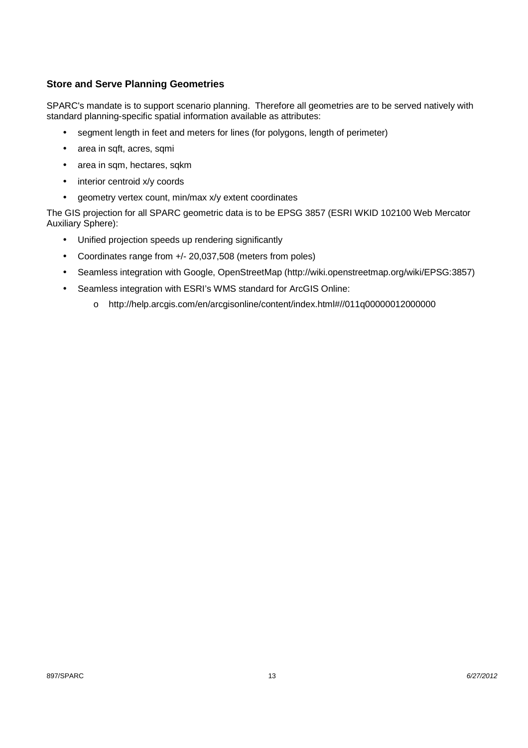### Store and Serve Planning Geometries

SPARC's mandate is to support scenario planning. Therefore all geometries are to be served natively with standard planning-specific spatial information available as attributes:

- segment length in feet and meters for lines (for polygons, length of perimeter)
- area in sqft, acres, sqmi
- area in sqm, hectares, sqkm
- interior centroid x/y coords
- geometry vertex count, min/max x/y extent coordinates

The GIS projection for all SPARC geometric data is to be EPSG 3857 (ESRI WKID 102100 Web Mercator Auxiliary Sphere):

- Unified projection speeds up rendering significantly
- Coordinates range from +/- 20,037,508 (meters from poles)
- Seamless integration with Google, OpenStreetMap (http://wiki.openstreetmap.org/wiki/EPSG:3857)
- Seamless integration with ESRI's WMS standard for ArcGIS Online:
    - http://help.arcgis.com/en/arcgisonline/content/index.html#//011q00000012000000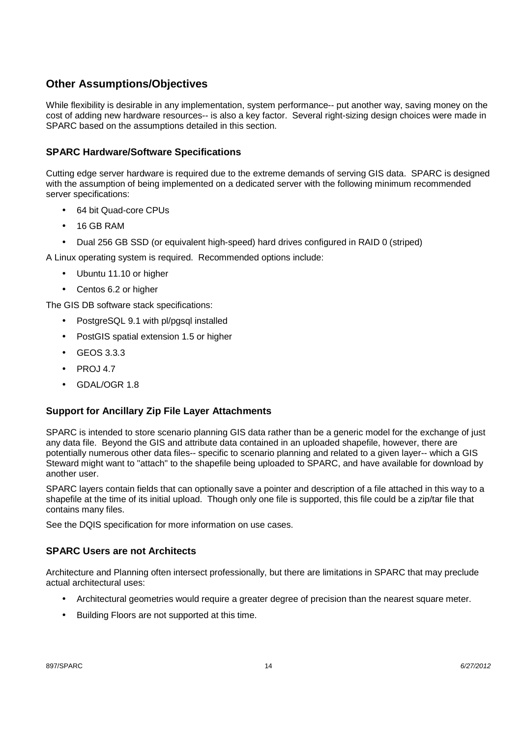## Other Assumptions/Objectives

While flexibility is desirable in any implementation, system performance-- put another way, saving money on the cost of adding new hardware resources-- is also a key factor. Several right-sizing design choices were made in SPARC based on the assumptions detailed in this section.

### SPARC Hardware/Software Specifications

Cutting edge server hardware is required due to the extreme demands of serving GIS data. SPARC is designed with the assumption of being implemented on a dedicated server with the following minimum recommended server specifications:

- 64 bit Quad-core CPUs
- 16 GB RAM
- Dual 256 GB SSD (or equivalent high-speed) hard drives configured in RAID 0 (striped)

A Linux operating system is required. Recommended options include:

- Ubuntu 11.10 or higher
- Centos 6.2 or higher

The GIS DB software stack specifications:

- PostgreSQL 9.1 with pl/pgsql installed
- PostGIS spatial extension 1.5 or higher
- GEOS 3.3.3
- PROJ 4.7
- GDAL/OGR 1.8

### Support for Ancillary Zip File Layer Attachments

SPARC is intended to store scenario planning GIS data rather than be a generic model for the exchange of just any data file. Beyond the GIS and attribute data contained in an uploaded shapefile, however, there are potentially numerous other data files-- specific to scenario planning and related to a given layer-- which a GIS Steward might want to "attach" to the shapefile being uploaded to SPARC, and have available for download by another user.

SPARC layers contain fields that can optionally save a pointer and description of a file attached in this way to a shapefile at the time of its initial upload. Though only one file is supported, this file could be a zip/tar file that contains many files.

See the DQIS specification for more information on use cases.

### SPARC Users are not Architects

Architecture and Planning often intersect professionally, but there are limitations in SPARC that may preclude actual architectural uses:

- Architectural geometries would require a greater degree of precision than the nearest square meter.
- Building Floors are not supported at this time.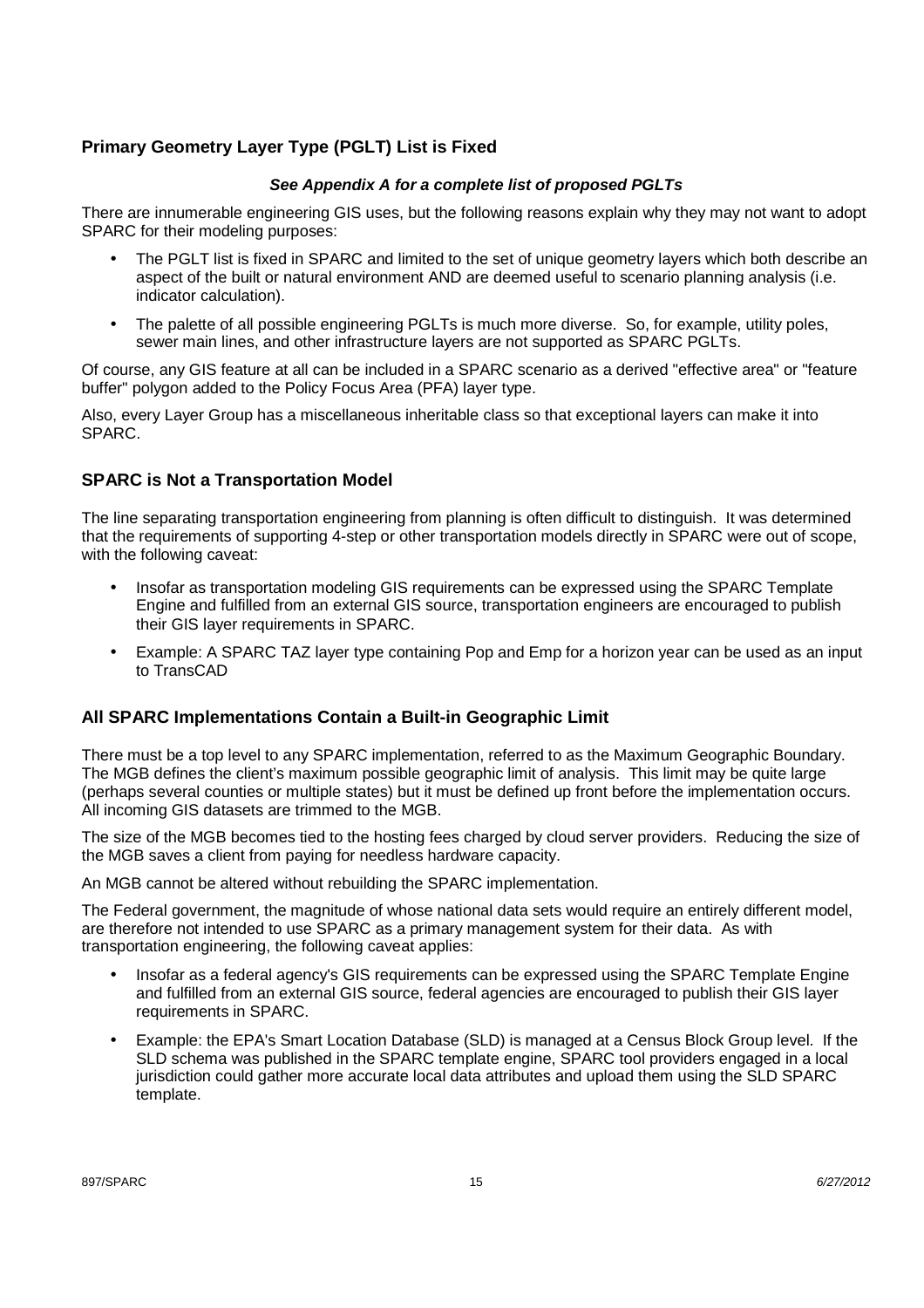## Primary Geometry Layer Type (PGLT) List is Fixed

***See Appendix A for a complete list of proposed PGLTs***

There are innumerable engineering GIS uses, but the following reasons explain why they may not want to adopt SPARC for their modeling purposes:

- The PGLT list is fixed in SPARC and limited to the set of unique geometry layers which both describe an aspect of the built or natural environment AND are deemed useful to scenario planning analysis (i.e. indicator calculation).
- The palette of all possible engineering PGLTs is much more diverse. So, for example, utility poles, sewer main lines, and other infrastructure layers are not supported as SPARC PGLTs.

Of course, any GIS feature at all can be included in a SPARC scenario as a derived "effective area" or "feature buffer" polygon added to the Policy Focus Area (PFA) layer type.

Also, every Layer Group has a miscellaneous inheritable class so that exceptional layers can make it into SPARC.

## SPARC is Not a Transportation Model

The line separating transportation engineering from planning is often difficult to distinguish. It was determined that the requirements of supporting 4-step or other transportation models directly in SPARC were out of scope, with the following caveat:

- Insofar as transportation modeling GIS requirements can be expressed using the SPARC Template Engine and fulfilled from an external GIS source, transportation engineers are encouraged to publish their GIS layer requirements in SPARC.
- Example: A SPARC TAZ layer type containing Pop and Emp for a horizon year can be used as an input to TransCAD

## All SPARC Implementations Contain a Built-in Geographic Limit

There must be a top level to any SPARC implementation, referred to as the Maximum Geographic Boundary. The MGB defines the client's maximum possible geographic limit of analysis. This limit may be quite large (perhaps several counties or multiple states) but it must be defined up front before the implementation occurs. All incoming GIS datasets are trimmed to the MGB.

The size of the MGB becomes tied to the hosting fees charged by cloud server providers. Reducing the size of the MGB saves a client from paying for needless hardware capacity.

An MGB cannot be altered without rebuilding the SPARC implementation.

The Federal government, the magnitude of whose national data sets would require an entirely different model, are therefore not intended to use SPARC as a primary management system for their data. As with transportation engineering, the following caveat applies:

- Insofar as a federal agency's GIS requirements can be expressed using the SPARC Template Engine and fulfilled from an external GIS source, federal agencies are encouraged to publish their GIS layer requirements in SPARC.
- Example: the EPA's Smart Location Database (SLD) is managed at a Census Block Group level. If the SLD schema was published in the SPARC template engine, SPARC tool providers engaged in a local jurisdiction could gather more accurate local data attributes and upload them using the SLD SPARC template.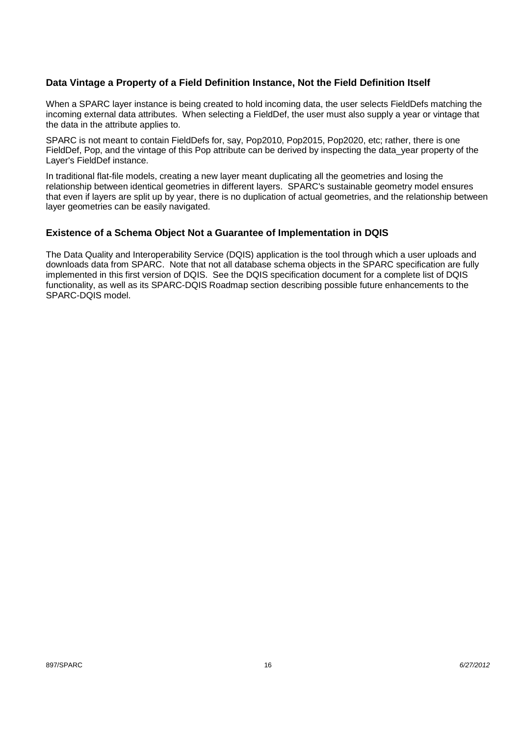### Data Vintage a Property of a Field Definition Instance, Not the Field Definition Itself

When a SPARC layer instance is being created to hold incoming data, the user selects FieldDefs matching the incoming external data attributes. When selecting a FieldDef, the user must also supply a year or vintage that the data in the attribute applies to.

SPARC is not meant to contain FieldDefs for, say, Pop2010, Pop2015, Pop2020, etc; rather, there is one FieldDef, Pop, and the vintage of this Pop attribute can be derived by inspecting the data_year property of the Layer's FieldDef instance.

In traditional flat-file models, creating a new layer meant duplicating all the geometries and losing the relationship between identical geometries in different layers. SPARC's sustainable geometry model ensures that even if layers are split up by year, there is no duplication of actual geometries, and the relationship between layer geometries can be easily navigated.

### Existence of a Schema Object Not a Guarantee of Implementation in DQIS

The Data Quality and Interoperability Service (DQIS) application is the tool through which a user uploads and downloads data from SPARC. Note that not all database schema objects in the SPARC specification are fully implemented in this first version of DQIS. See the DQIS specification document for a complete list of DQIS functionality, as well as its SPARC-DQIS Roadmap section describing possible future enhancements to the SPARC-DQIS model.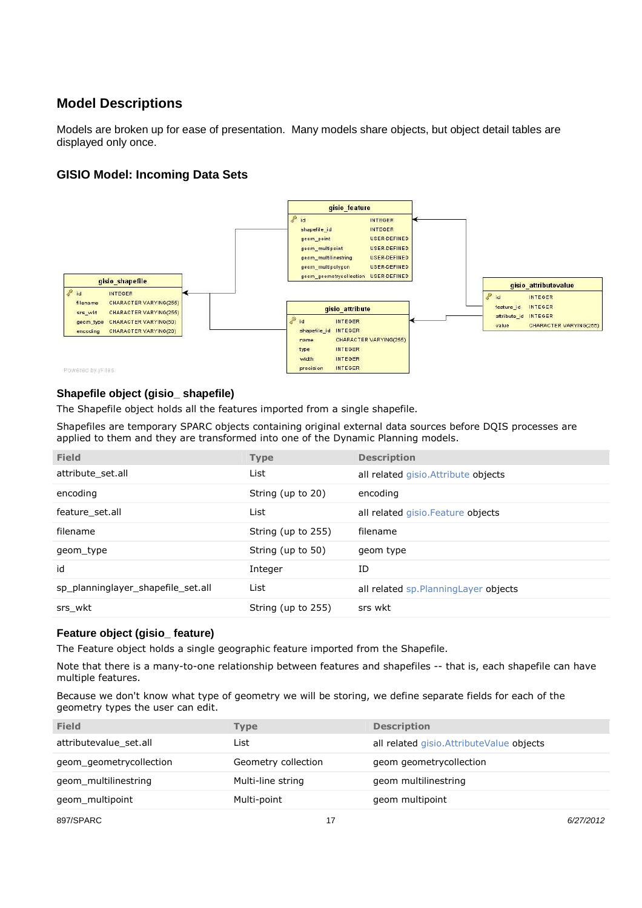## Model Descriptions

Models are broken up for ease of presentation. Many models share objects, but object detail tables are displayed only once.

### GISIO Model: Incoming Data Sets

#### Shapefile object (gisio_ shapefile)

The Shapefile object holds all the features imported from a single shapefile.

Shapefiles are temporary SPARC objects containing original external data sources before DQIS processes are applied to them and they are transformed into one of the Dynamic Planning models.

| Field | Type | Description |
|---|---|---|
| attribute_set.all | List | all related gisio.Attribute objects |
| encoding | String (up to 20) | encoding |
| feature_set.all | List | all related gisio.Feature objects |
| filename | String (up to 255) | filename |
| geom_type | String (up to 50) | geom type |
| id | Integer | ID |
| sp_planninglayer_shapefile_set.all | List | all related sp.PlanningLayer objects |
| srs_wkt | String (up to 255) | srs wkt |

#### Feature object (gisio_ feature)

The Feature object holds a single geographic feature imported from the Shapefile.

Note that there is a many-to-one relationship between features and shapefiles -- that is, each shapefile can have multiple features.

Because we don't know what type of geometry we will be storing, we define separate fields for each of the geometry types the user can edit.

| Field | Type | Description |
|---|---|---|
| attributevalue_set.all | List | all related gisio.AttributeValue objects |
| geom_geometrycollection | Geometry collection | geom geometrycollection |
| geom_multilinestring | Multi-line string | geom multilinestring |
| geom_multipoint | Multi-point | geom multipoint |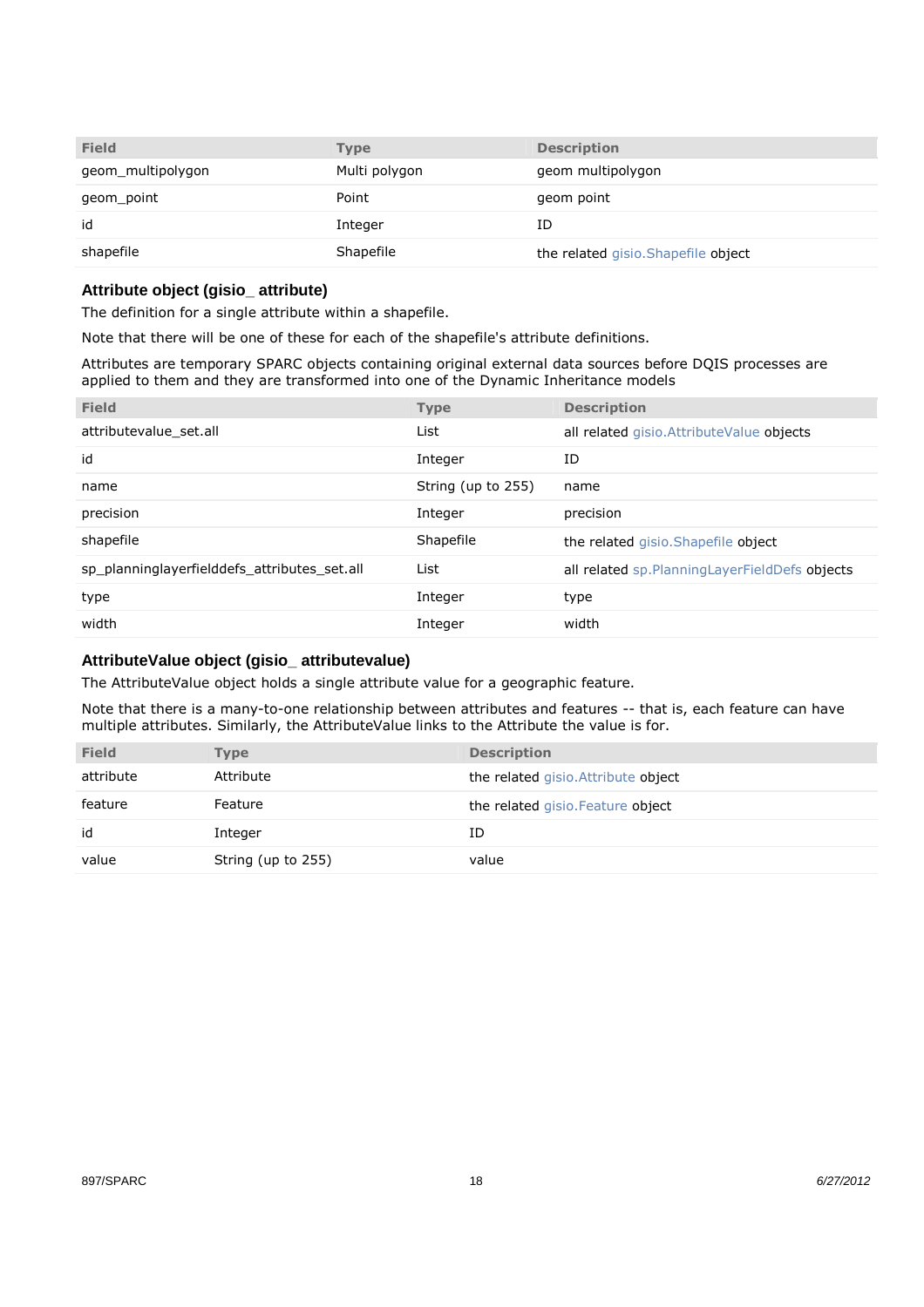| Field | Type | Description |
| --- | --- | --- |
| geom_multipolygon | Multi polygon | geom multipolygon |
| geom_point | Point | geom point |
| id | Integer | ID |
| shapefile | Shapefile | the related gisio.Shapefile object |

### Attribute object (gisio_ attribute)

The definition for a single attribute within a shapefile.

Note that there will be one of these for each of the shapefile's attribute definitions.

Attributes are temporary SPARC objects containing original external data sources before DQIS processes are applied to them and they are transformed into one of the Dynamic Inheritance models

| Field | Type | Description |
| --- | --- | --- |
| attributevalue_set.all | List | all related gisio.AttributeValue objects |
| id | Integer | ID |
| name | String (up to 255) | name |
| precision | Integer | precision |
| shapefile | Shapefile | the related gisio.Shapefile object |
| sp_planninglayerfielddefs_attributes_set.all | List | all related sp.PlanningLayerFieldDefs objects |
| type | Integer | type |
| width | Integer | width |

### AttributeValue object (gisio_ attributevalue)

The AttributeValue object holds a single attribute value for a geographic feature.

Note that there is a many-to-one relationship between attributes and features -- that is, each feature can have multiple attributes. Similarly, the AttributeValue links to the Attribute the value is for.

| Field | Type | Description |
| --- | --- | --- |
| attribute | Attribute | the related gisio.Attribute object |
| feature | Feature | the related gisio.Feature object |
| id | Integer | ID |
| value | String (up to 255) | value |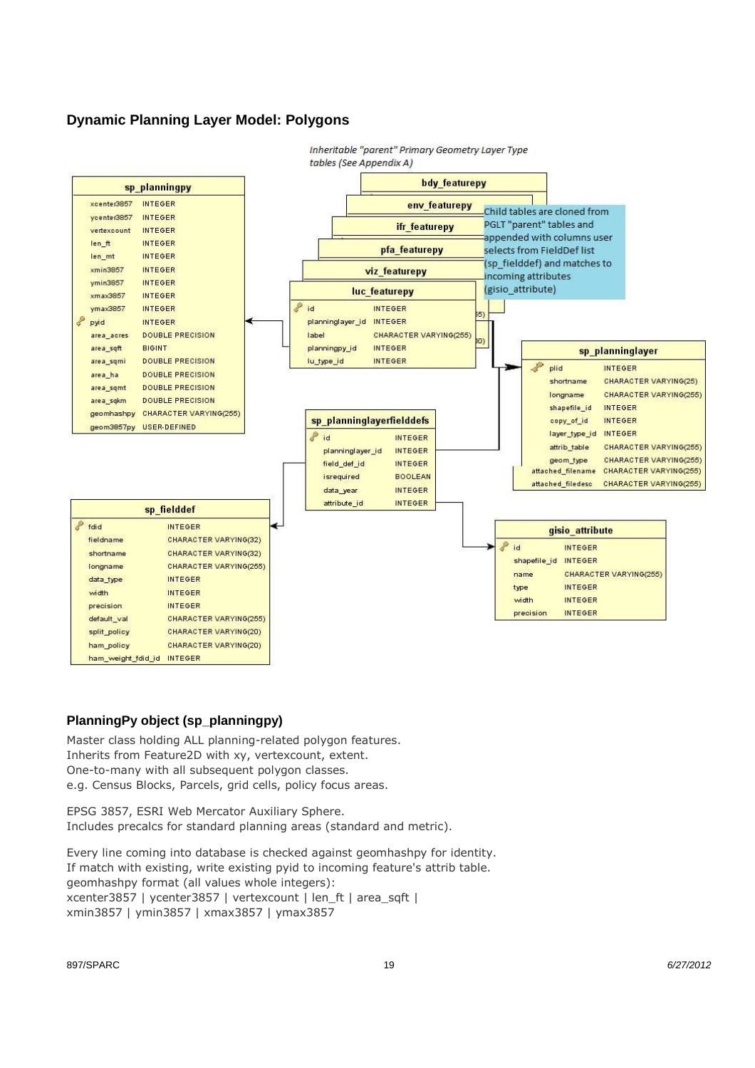## Dynamic Planning Layer Model: Polygons

*Inheritable "parent" Primary Geometry Layer Type tables (See Appendix A)*

**sp_planningpy**

| Column | Type |
| --- | --- |
| xcenter3857 | INTEGER |
| ycenter3857 | INTEGER |
| vertexcount | INTEGER |
| len_ft | INTEGER |
| len_mt | INTEGER |
| xmin3857 | INTEGER |
| ymin3857 | INTEGER |
| xmax3857 | INTEGER |
| ymax3857 | INTEGER |
| pyid | INTEGER |
| area_acres | DOUBLE PRECISION |
| area_sqft | BIGINT |
| area_sqmi | DOUBLE PRECISION |
| area_ha | DOUBLE PRECISION |
| area_sqmt | DOUBLE PRECISION |
| area_sqkm | DOUBLE PRECISION |
| geomhashpy | CHARACTER VARYING(255) |
| geom3857py | USER-DEFINED |

bdy_featurepy, env_featurepy, ifr_featurepy, pfa_featurepy, viz_featurepy

**luc_featurepy**

| Column | Type |
| --- | --- |
| id | INTEGER |
| planninglayer_id | INTEGER |
| label | CHARACTER VARYING(255) |
| planningpy_id | INTEGER |
| lu_type_id | INTEGER |

Child tables are cloned from PGLT "parent" tables and appended with columns user selects from FieldDef list (sp_fielddef) and matches to incoming attributes (gisio_attribute)

**sp_planninglayer**

| Column | Type |
| --- | --- |
| plid | INTEGER |
| shortname | CHARACTER VARYING(25) |
| longname | CHARACTER VARYING(255) |
| shapefile_id | INTEGER |
| copy_of_id | INTEGER |
| layer_type_id | INTEGER |
| attrib_table | CHARACTER VARYING(255) |
| geom_type | CHARACTER VARYING(255) |
| attached_filename | CHARACTER VARYING(255) |
| attached_filedesc | CHARACTER VARYING(255) |

**sp_planninglayerfielddefs**

| Column | Type |
| --- | --- |
| id | INTEGER |
| planninglayer_id | INTEGER |
| field_def_id | INTEGER |
| isrequired | BOOLEAN |
| data_year | INTEGER |
| attribute_id | INTEGER |

**sp_fielddef**

| Column | Type |
| --- | --- |
| fdid | INTEGER |
| fieldname | CHARACTER VARYING(32) |
| shortname | CHARACTER VARYING(32) |
| longname | CHARACTER VARYING(255) |
| data_type | INTEGER |
| width | INTEGER |
| precision | INTEGER |
| default_val | CHARACTER VARYING(255) |
| split_policy | CHARACTER VARYING(20) |
| ham_policy | CHARACTER VARYING(20) |
| ham_weight_fdid_id | INTEGER |

**gisio_attribute**

| Column | Type |
| --- | --- |
| id | INTEGER |
| shapefile_id | INTEGER |
| name | CHARACTER VARYING(255) |
| type | INTEGER |
| width | INTEGER |
| precision | INTEGER |

### PlanningPy object (sp_planningpy)

Master class holding ALL planning-related polygon features.
Inherits from Feature2D with xy, vertexcount, extent.
One-to-many with all subsequent polygon classes.
e.g. Census Blocks, Parcels, grid cells, policy focus areas.

EPSG 3857, ESRI Web Mercator Auxiliary Sphere.
Includes precalcs for standard planning areas (standard and metric).

Every line coming into database is checked against geomhashpy for identity.
If match with existing, write existing pyid to incoming feature's attrib table.
geomhashpy format (all values whole integers):
xcenter3857 | ycenter3857 | vertexcount | len_ft | area_sqft |
xmin3857 | ymin3857 | xmax3857 | ymax3857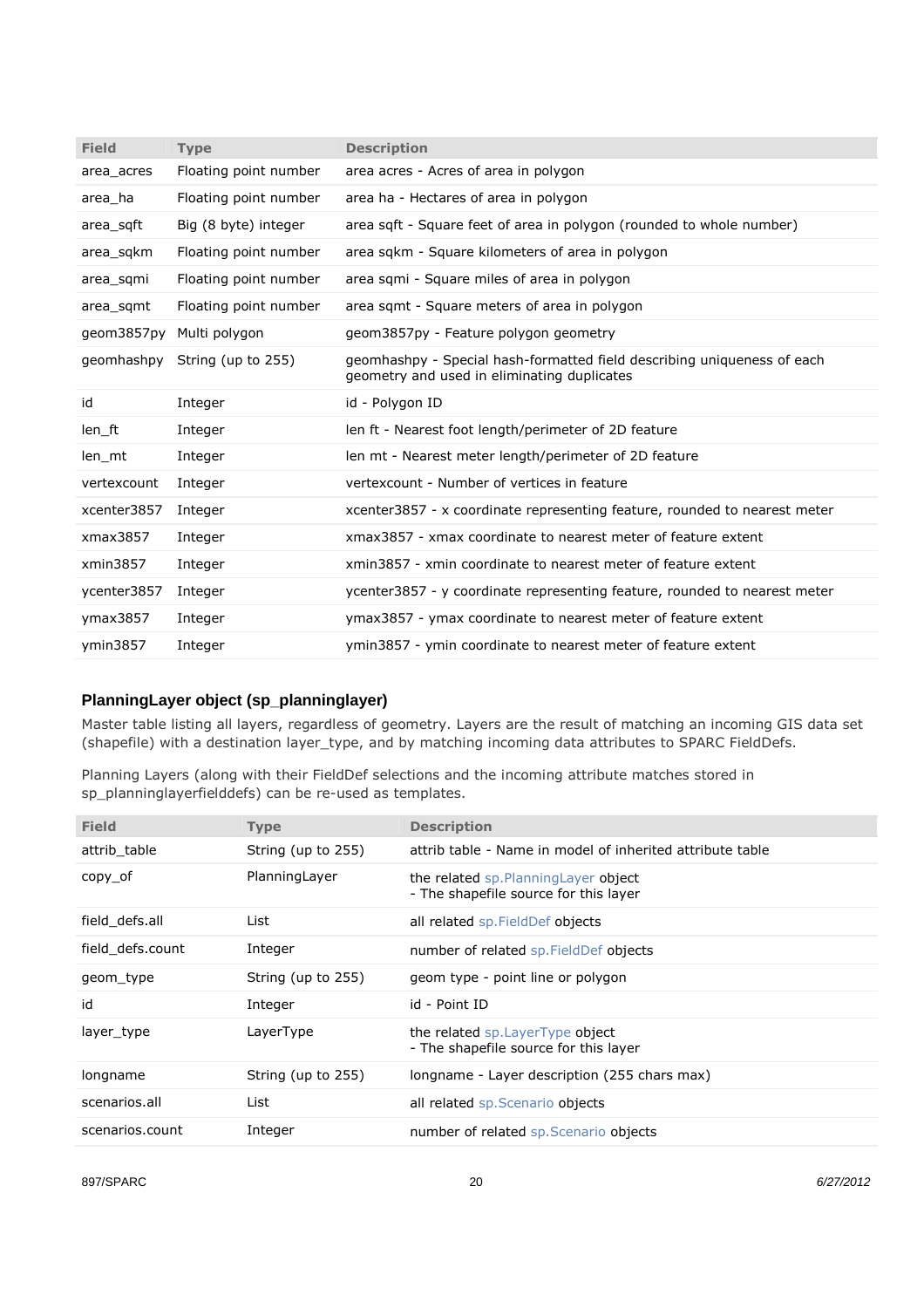| Field | Type | Description |
|---|---|---|
| area_acres | Floating point number | area acres - Acres of area in polygon |
| area_ha | Floating point number | area ha - Hectares of area in polygon |
| area_sqft | Big (8 byte) integer | area sqft - Square feet of area in polygon (rounded to whole number) |
| area_sqkm | Floating point number | area sqkm - Square kilometers of area in polygon |
| area_sqmi | Floating point number | area sqmi - Square miles of area in polygon |
| area_sqmt | Floating point number | area sqmt - Square meters of area in polygon |
| geom3857py | Multi polygon | geom3857py - Feature polygon geometry |
| geomhashpy | String (up to 255) | geomhashpy - Special hash-formatted field describing uniqueness of each geometry and used in eliminating duplicates |
| id | Integer | id - Polygon ID |
| len_ft | Integer | len ft - Nearest foot length/perimeter of 2D feature |
| len_mt | Integer | len mt - Nearest meter length/perimeter of 2D feature |
| vertexcount | Integer | vertexcount - Number of vertices in feature |
| xcenter3857 | Integer | xcenter3857 - x coordinate representing feature, rounded to nearest meter |
| xmax3857 | Integer | xmax3857 - xmax coordinate to nearest meter of feature extent |
| xmin3857 | Integer | xmin3857 - xmin coordinate to nearest meter of feature extent |
| ycenter3857 | Integer | ycenter3857 - y coordinate representing feature, rounded to nearest meter |
| ymax3857 | Integer | ymax3857 - ymax coordinate to nearest meter of feature extent |
| ymin3857 | Integer | ymin3857 - ymin coordinate to nearest meter of feature extent |

### PlanningLayer object (sp_planninglayer)

Master table listing all layers, regardless of geometry. Layers are the result of matching an incoming GIS data set (shapefile) with a destination layer_type, and by matching incoming data attributes to SPARC FieldDefs.

Planning Layers (along with their FieldDef selections and the incoming attribute matches stored in sp_planninglayerfielddefs) can be re-used as templates.

| Field | Type | Description |
|---|---|---|
| attrib_table | String (up to 255) | attrib table - Name in model of inherited attribute table |
| copy_of | PlanningLayer | the related sp.PlanningLayer object<br>- The shapefile source for this layer |
| field_defs.all | List | all related sp.FieldDef objects |
| field_defs.count | Integer | number of related sp.FieldDef objects |
| geom_type | String (up to 255) | geom type - point line or polygon |
| id | Integer | id - Point ID |
| layer_type | LayerType | the related sp.LayerType object<br>- The shapefile source for this layer |
| longname | String (up to 255) | longname - Layer description (255 chars max) |
| scenarios.all | List | all related sp.Scenario objects |
| scenarios.count | Integer | number of related sp.Scenario objects |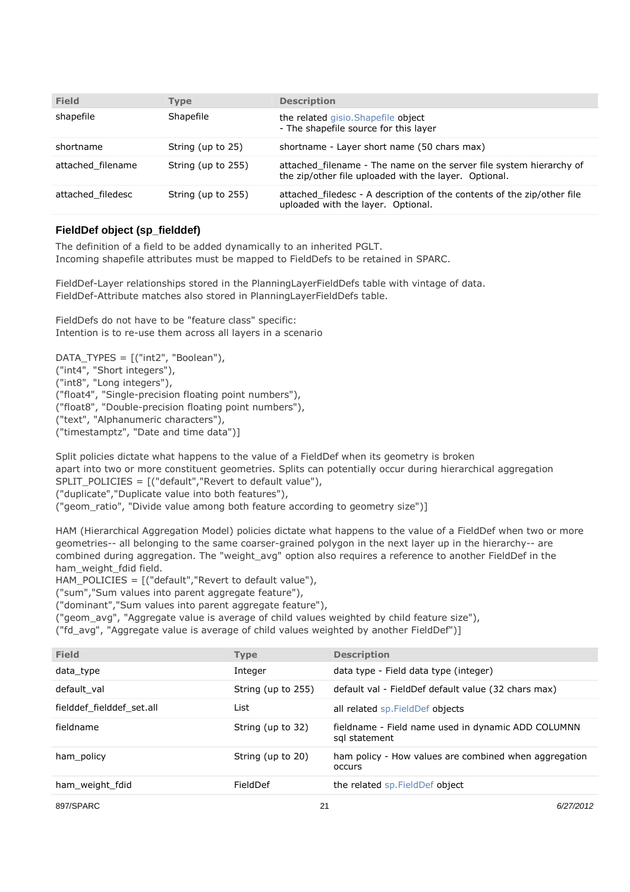| Field | Type | Description |
| --- | --- | --- |
| shapefile | Shapefile | the related gisio.Shapefile object<br>- The shapefile source for this layer |
| shortname | String (up to 25) | shortname - Layer short name (50 chars max) |
| attached_filename | String (up to 255) | attached_filename - The name on the server file system hierarchy of the zip/other file uploaded with the layer.  Optional. |
| attached_filedesc | String (up to 255) | attached_filedesc - A description of the contents of the zip/other file uploaded with the layer.  Optional. |

### FieldDef object (sp_fielddef)

The definition of a field to be added dynamically to an inherited PGLT.
Incoming shapefile attributes must be mapped to FieldDefs to be retained in SPARC.

FieldDef-Layer relationships stored in the PlanningLayerFieldDefs table with vintage of data.
FieldDef-Attribute matches also stored in PlanningLayerFieldDefs table.

FieldDefs do not have to be "feature class" specific:
Intention is to re-use them across all layers in a scenario

DATA_TYPES = [("int2", "Boolean"),
("int4", "Short integers"),
("int8", "Long integers"),
("float4", "Single-precision floating point numbers"),
("float8", "Double-precision floating point numbers"),
("text", "Alphanumeric characters"),
("timestamptz", "Date and time data")]

Split policies dictate what happens to the value of a FieldDef when its geometry is broken
apart into two or more constituent geometries. Splits can potentially occur during hierarchical aggregation
SPLIT_POLICIES = [("default","Revert to default value"),
("duplicate","Duplicate value into both features"),
("geom_ratio", "Divide value among both feature according to geometry size")]

HAM (Hierarchical Aggregation Model) policies dictate what happens to the value of a FieldDef when two or more geometries-- all belonging to the same coarser-grained polygon in the next layer up in the hierarchy-- are combined during aggregation. The "weight_avg" option also requires a reference to another FieldDef in the ham_weight_fdid field.
HAM_POLICIES = [("default","Revert to default value"),
("sum","Sum values into parent aggregate feature"),
("dominant","Sum values into parent aggregate feature"),
("geom_avg", "Aggregate value is average of child values weighted by child feature size"),
("fd_avg", "Aggregate value is average of child values weighted by another FieldDef")]

| Field | Type | Description |
| --- | --- | --- |
| data_type | Integer | data type - Field data type (integer) |
| default_val | String (up to 255) | default val - FieldDef default value (32 chars max) |
| fielddef_fielddef_set.all | List | all related sp.FieldDef objects |
| fieldname | String (up to 32) | fieldname - Field name used in dynamic ADD COLUMNN sql statement |
| ham_policy | String (up to 20) | ham policy - How values are combined when aggregation occurs |
| ham_weight_fdid | FieldDef | the related sp.FieldDef object |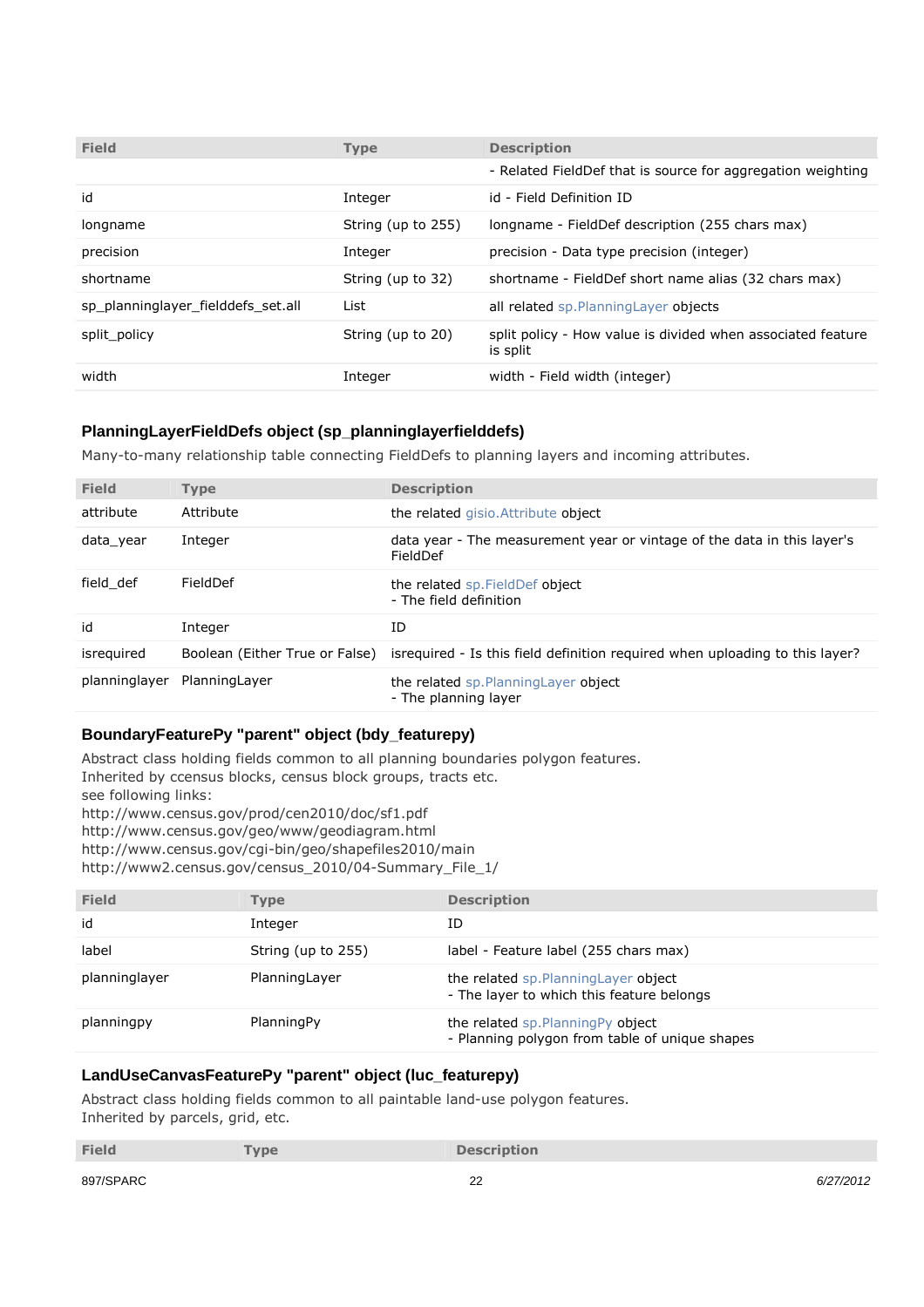| Field | Type | Description |
|---|---|---|
| | | - Related FieldDef that is source for aggregation weighting |
| id | Integer | id - Field Definition ID |
| longname | String (up to 255) | longname - FieldDef description (255 chars max) |
| precision | Integer | precision - Data type precision (integer) |
| shortname | String (up to 32) | shortname - FieldDef short name alias (32 chars max) |
| sp_planninglayer_fielddefs_set.all | List | all related sp.PlanningLayer objects |
| split_policy | String (up to 20) | split policy - How value is divided when associated feature is split |
| width | Integer | width - Field width (integer) |

### PlanningLayerFieldDefs object (sp_planninglayerfielddefs)

Many-to-many relationship table connecting FieldDefs to planning layers and incoming attributes.

| Field | Type | Description |
|---|---|---|
| attribute | Attribute | the related gisio.Attribute object |
| data_year | Integer | data year - The measurement year or vintage of the data in this layer's FieldDef |
| field_def | FieldDef | the related sp.FieldDef object<br>- The field definition |
| id | Integer | ID |
| isrequired | Boolean (Either True or False) | isrequired - Is this field definition required when uploading to this layer? |
| planninglayer | PlanningLayer | the related sp.PlanningLayer object<br>- The planning layer |

### BoundaryFeaturePy "parent" object (bdy_featurepy)

Abstract class holding fields common to all planning boundaries polygon features.
Inherited by ccensus blocks, census block groups, tracts etc.
see following links:
http://www.census.gov/prod/cen2010/doc/sf1.pdf
http://www.census.gov/geo/www/geodiagram.html
http://www.census.gov/cgi-bin/geo/shapefiles2010/main
http://www2.census.gov/census_2010/04-Summary_File_1/

| Field | Type | Description |
|---|---|---|
| id | Integer | ID |
| label | String (up to 255) | label - Feature label (255 chars max) |
| planninglayer | PlanningLayer | the related sp.PlanningLayer object<br>- The layer to which this feature belongs |
| planningpy | PlanningPy | the related sp.PlanningPy object<br>- Planning polygon from table of unique shapes |

### LandUseCanvasFeaturePy "parent" object (luc_featurepy)

Abstract class holding fields common to all paintable land-use polygon features.
Inherited by parcels, grid, etc.

| Field | Type | Description |
|---|---|---|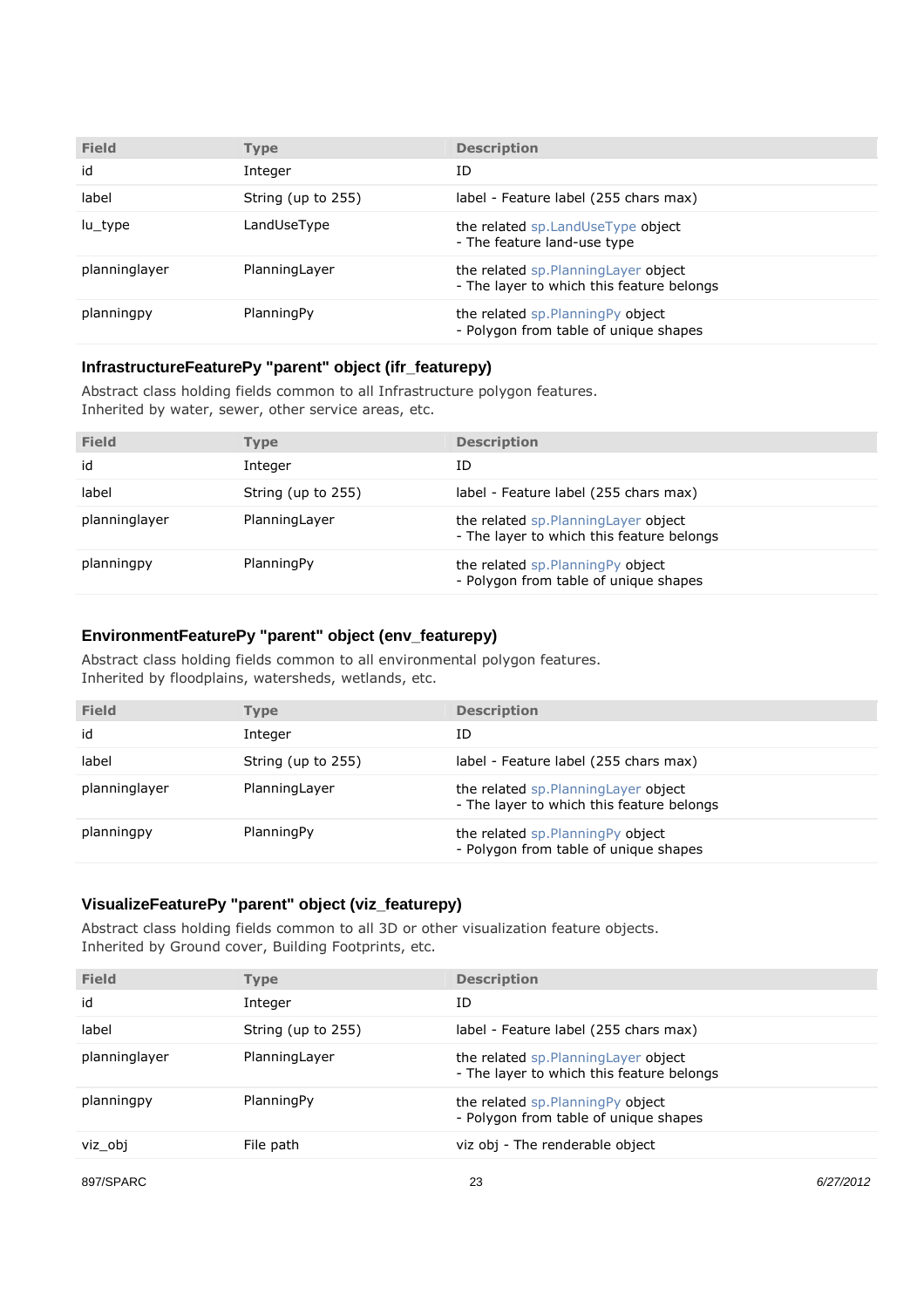| Field | Type | Description |
|---|---|---|
| id | Integer | ID |
| label | String (up to 255) | label - Feature label (255 chars max) |
| lu_type | LandUseType | the related sp.LandUseType object<br>- The feature land-use type |
| planninglayer | PlanningLayer | the related sp.PlanningLayer object<br>- The layer to which this feature belongs |
| planningpy | PlanningPy | the related sp.PlanningPy object<br>- Polygon from table of unique shapes |

### InfrastructureFeaturePy "parent" object (ifr_featurepy)

Abstract class holding fields common to all Infrastructure polygon features.
Inherited by water, sewer, other service areas, etc.

| Field | Type | Description |
|---|---|---|
| id | Integer | ID |
| label | String (up to 255) | label - Feature label (255 chars max) |
| planninglayer | PlanningLayer | the related sp.PlanningLayer object<br>- The layer to which this feature belongs |
| planningpy | PlanningPy | the related sp.PlanningPy object<br>- Polygon from table of unique shapes |

### EnvironmentFeaturePy "parent" object (env_featurepy)

Abstract class holding fields common to all environmental polygon features.
Inherited by floodplains, watersheds, wetlands, etc.

| Field | Type | Description |
|---|---|---|
| id | Integer | ID |
| label | String (up to 255) | label - Feature label (255 chars max) |
| planninglayer | PlanningLayer | the related sp.PlanningLayer object<br>- The layer to which this feature belongs |
| planningpy | PlanningPy | the related sp.PlanningPy object<br>- Polygon from table of unique shapes |

### VisualizeFeaturePy "parent" object (viz_featurepy)

Abstract class holding fields common to all 3D or other visualization feature objects.
Inherited by Ground cover, Building Footprints, etc.

| Field | Type | Description |
|---|---|---|
| id | Integer | ID |
| label | String (up to 255) | label - Feature label (255 chars max) |
| planninglayer | PlanningLayer | the related sp.PlanningLayer object<br>- The layer to which this feature belongs |
| planningpy | PlanningPy | the related sp.PlanningPy object<br>- Polygon from table of unique shapes |
| viz_obj | File path | viz obj - The renderable object |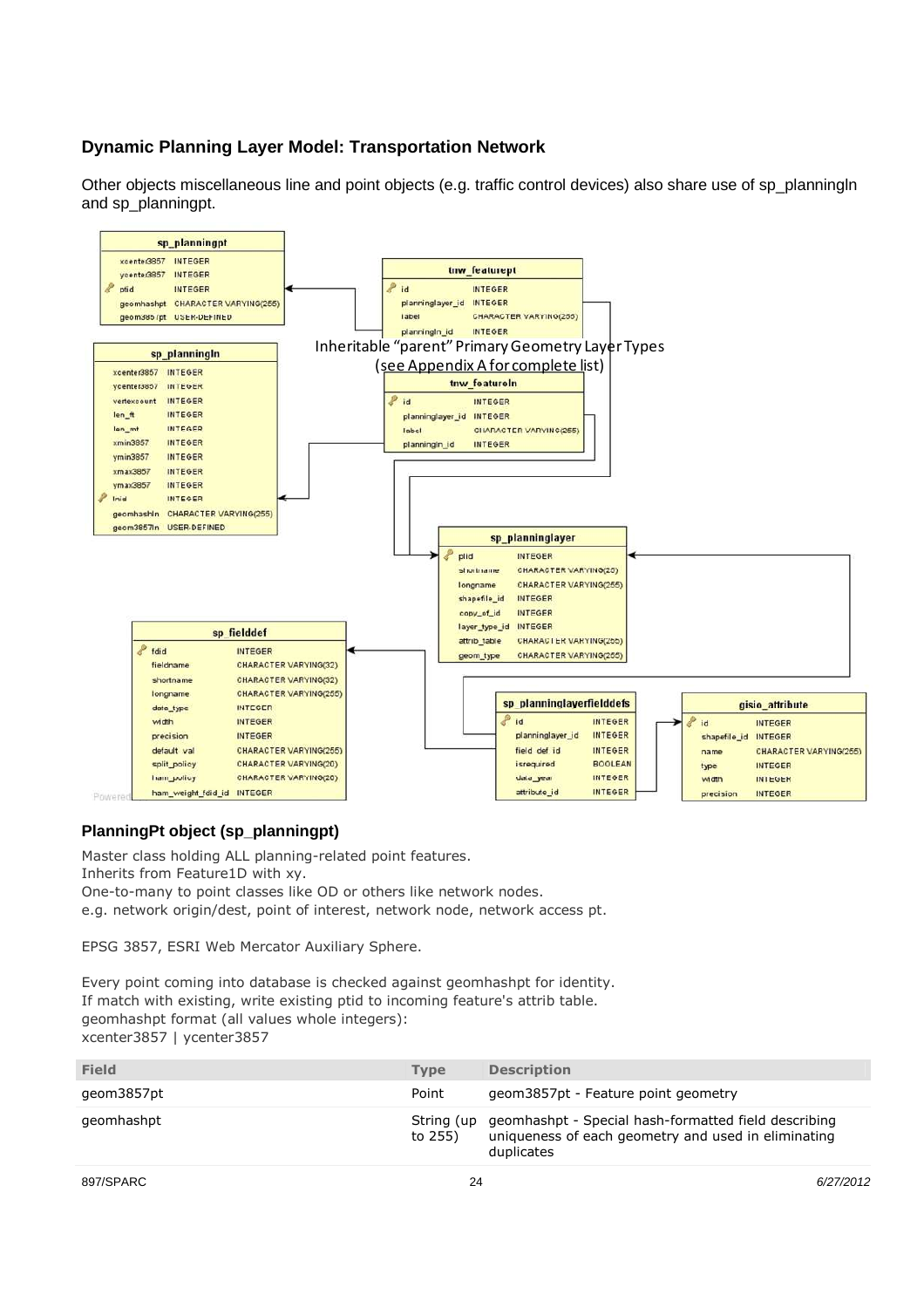### Dynamic Planning Layer Model: Transportation Network

Other objects miscellaneous line and point objects (e.g. traffic control devices) also share use of sp_planningln and sp_planningpt.

| sp_planningpt | |
|---|---|
| xcenter3857 | INTEGER |
| ycenter3857 | INTEGER |
| ptid | INTEGER |
| geomhashpt | CHARACTER VARYING(255) |
| geom3857pt | USER-DEFINED |

| tnw_featurept | |
|---|---|
| id | INTEGER |
| planninglayer_id | INTEGER |
| label | CHARACTER VARYING(255) |
| planningln_id | INTEGER |

Inheritable "parent" Primary Geometry Layer Types
(see Appendix A for complete list)

| sp_planningln | |
|---|---|
| xcenter3857 | INTEGER |
| ycenter3857 | INTEGER |
| vertexcount | INTEGER |
| len_ft | INTEGER |
| len_mt | INTEGER |
| xmin3857 | INTEGER |
| ymin3857 | INTEGER |
| xmax3857 | INTEGER |
| ymax3857 | INTEGER |
| lnid | INTEGER |
| geomhashln | CHARACTER VARYING(255) |
| geom3857ln | USER-DEFINED |

| tnw_featureln | |
|---|---|
| id | INTEGER |
| planninglayer_id | INTEGER |
| label | CHARACTER VARYING(255) |
| planningln_id | INTEGER |

| sp_planninglayer | |
|---|---|
| plid | INTEGER |
| shortname | CHARACTER VARYING(20) |
| longname | CHARACTER VARYING(255) |
| shapefile_id | INTEGER |
| copy_of_id | INTEGER |
| layer_type_id | INTEGER |
| attrib_table | CHARACTER VARYING(255) |
| geom_type | CHARACTER VARYING(255) |

| sp_fielddef | |
|---|---|
| fdid | INTEGER |
| fieldname | CHARACTER VARYING(32) |
| shortname | CHARACTER VARYING(32) |
| longname | CHARACTER VARYING(255) |
| data_type | INTEGER |
| width | INTEGER |
| precision | INTEGER |
| default_val | CHARACTER VARYING(255) |
| split_policy | CHARACTER VARYING(20) |
| ham_policy | CHARACTER VARYING(20) |
| ham_weight_fdid_id | INTEGER |

| sp_planninglayerfielddefs | |
|---|---|
| id | INTEGER |
| planninglayer_id | INTEGER |
| field_def_id | INTEGER |
| isrequired | BOOLEAN |
| data_year | INTEGER |
| attribute_id | INTEGER |

| gisio_attribute | |
|---|---|
| id | INTEGER |
| shapefile_id | INTEGER |
| name | CHARACTER VARYING(255) |
| type | INTEGER |
| width | INTEGER |
| precision | INTEGER |

### PlanningPt object (sp_planningpt)

Master class holding ALL planning-related point features.
Inherits from Feature1D with xy.
One-to-many to point classes like OD or others like network nodes.
e.g. network origin/dest, point of interest, network node, network access pt.

EPSG 3857, ESRI Web Mercator Auxiliary Sphere.

Every point coming into database is checked against geomhashpt for identity.
If match with existing, write existing ptid to incoming feature's attrib table.
geomhashpt format (all values whole integers):
xcenter3857 | ycenter3857

| Field | Type | Description |
|---|---|---|
| geom3857pt | Point | geom3857pt - Feature point geometry |
| geomhashpt | String (up to 255) | geomhashpt - Special hash-formatted field describing uniqueness of each geometry and used in eliminating duplicates |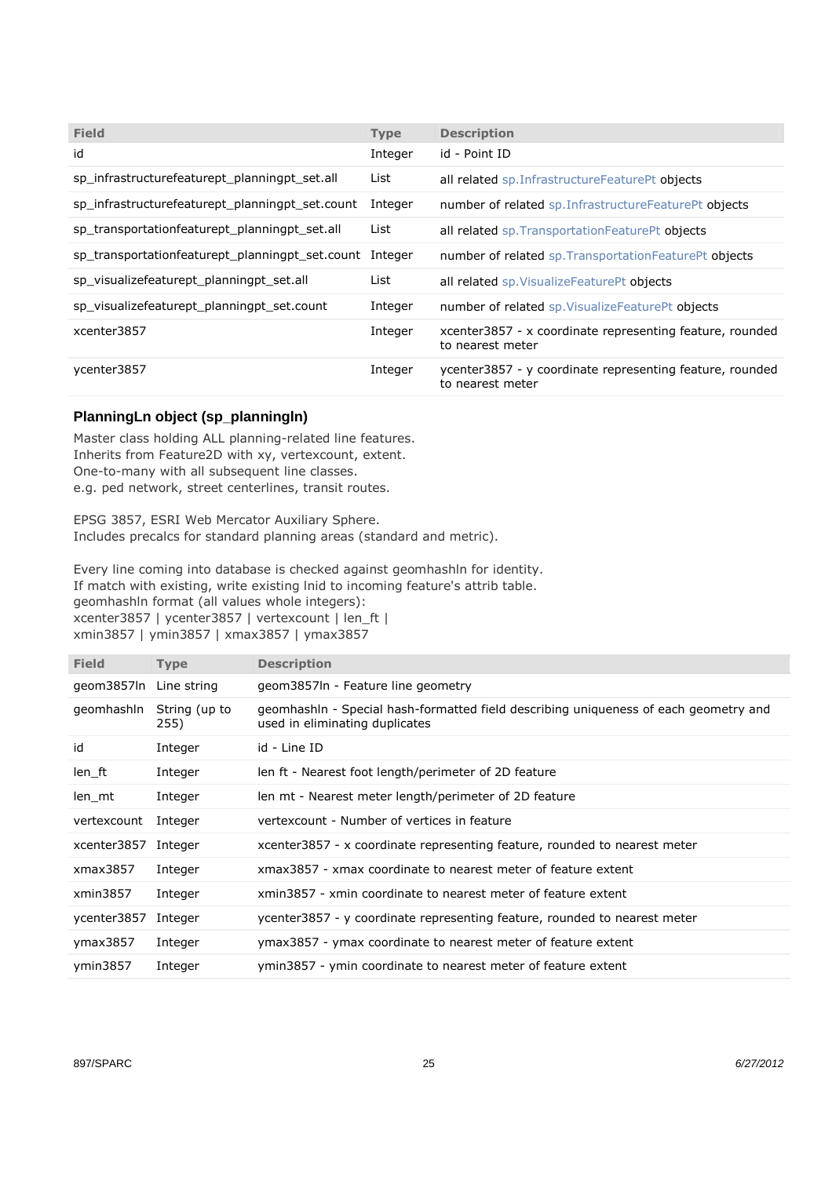| Field | Type | Description |
|---|---|---|
| id | Integer | id - Point ID |
| sp_infrastructurefeaturept_planningpt_set.all | List | all related sp.InfrastructureFeaturePt objects |
| sp_infrastructurefeaturept_planningpt_set.count | Integer | number of related sp.InfrastructureFeaturePt objects |
| sp_transportationfeaturept_planningpt_set.all | List | all related sp.TransportationFeaturePt objects |
| sp_transportationfeaturept_planningpt_set.count | Integer | number of related sp.TransportationFeaturePt objects |
| sp_visualizefeaturept_planningpt_set.all | List | all related sp.VisualizeFeaturePt objects |
| sp_visualizefeaturept_planningpt_set.count | Integer | number of related sp.VisualizeFeaturePt objects |
| xcenter3857 | Integer | xcenter3857 - x coordinate representing feature, rounded to nearest meter |
| ycenter3857 | Integer | ycenter3857 - y coordinate representing feature, rounded to nearest meter |

### PlanningLn object (sp_planningln)

Master class holding ALL planning-related line features.
Inherits from Feature2D with xy, vertexcount, extent.
One-to-many with all subsequent line classes.
e.g. ped network, street centerlines, transit routes.

EPSG 3857, ESRI Web Mercator Auxiliary Sphere.
Includes precalcs for standard planning areas (standard and metric).

Every line coming into database is checked against geomhashln for identity.
If match with existing, write existing lnid to incoming feature's attrib table.
geomhashln format (all values whole integers):
xcenter3857 | ycenter3857 | vertexcount | len_ft |
xmin3857 | ymin3857 | xmax3857 | ymax3857

| Field | Type | Description |
|---|---|---|
| geom3857ln | Line string | geom3857ln - Feature line geometry |
| geomhashln | String (up to 255) | geomhashln - Special hash-formatted field describing uniqueness of each geometry and used in eliminating duplicates |
| id | Integer | id - Line ID |
| len_ft | Integer | len ft - Nearest foot length/perimeter of 2D feature |
| len_mt | Integer | len mt - Nearest meter length/perimeter of 2D feature |
| vertexcount | Integer | vertexcount - Number of vertices in feature |
| xcenter3857 | Integer | xcenter3857 - x coordinate representing feature, rounded to nearest meter |
| xmax3857 | Integer | xmax3857 - xmax coordinate to nearest meter of feature extent |
| xmin3857 | Integer | xmin3857 - xmin coordinate to nearest meter of feature extent |
| ycenter3857 | Integer | ycenter3857 - y coordinate representing feature, rounded to nearest meter |
| ymax3857 | Integer | ymax3857 - ymax coordinate to nearest meter of feature extent |
| ymin3857 | Integer | ymin3857 - ymin coordinate to nearest meter of feature extent |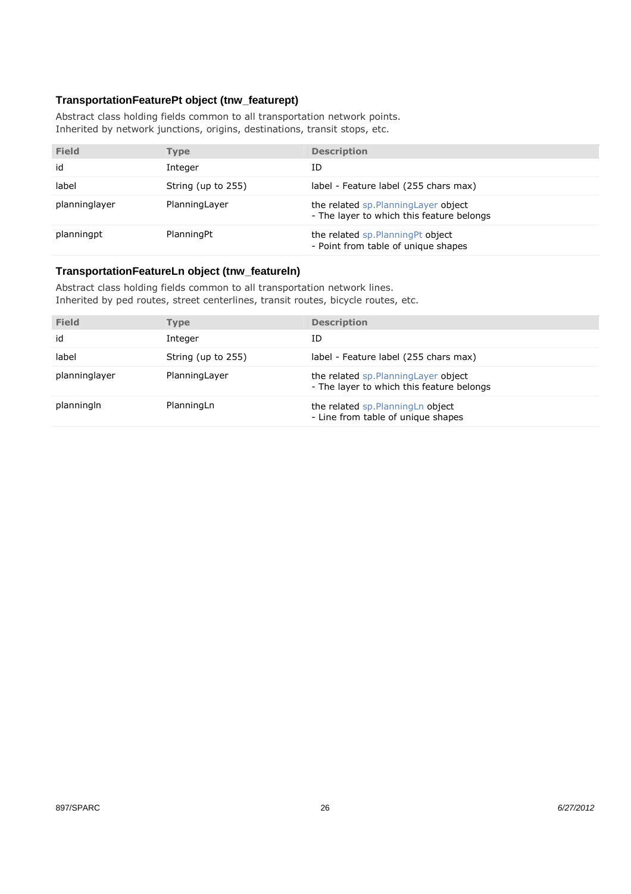### TransportationFeaturePt object (tnw_featurept)

Abstract class holding fields common to all transportation network points.
Inherited by network junctions, origins, destinations, transit stops, etc.

| Field | Type | Description |
|---|---|---|
| id | Integer | ID |
| label | String (up to 255) | label - Feature label (255 chars max) |
| planninglayer | PlanningLayer | the related sp.PlanningLayer object<br>- The layer to which this feature belongs |
| planningpt | PlanningPt | the related sp.PlanningPt object<br>- Point from table of unique shapes |

### TransportationFeatureLn object (tnw_featureln)

Abstract class holding fields common to all transportation network lines.
Inherited by ped routes, street centerlines, transit routes, bicycle routes, etc.

| Field | Type | Description |
|---|---|---|
| id | Integer | ID |
| label | String (up to 255) | label - Feature label (255 chars max) |
| planninglayer | PlanningLayer | the related sp.PlanningLayer object<br>- The layer to which this feature belongs |
| planningln | PlanningLn | the related sp.PlanningLn object<br>- Line from table of unique shapes |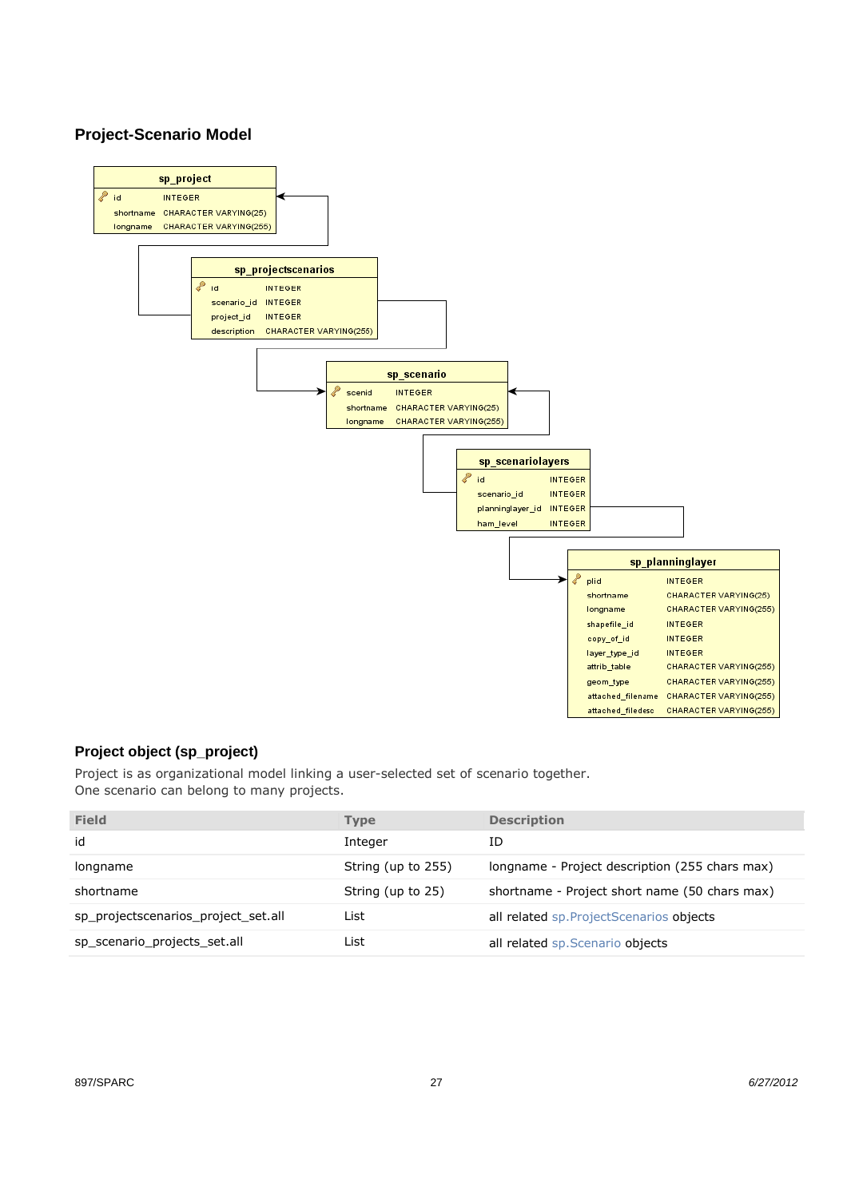### Project-Scenario Model

**sp_project**

| | | |
|---|---|---|
| 🔑 | id | INTEGER |
| | shortname | CHARACTER VARYING(25) |
| | longname | CHARACTER VARYING(255) |

**sp_projectscenarios**

| | | |
|---|---|---|
| 🔑 | id | INTEGER |
| | scenario_id | INTEGER |
| | project_id | INTEGER |
| | description | CHARACTER VARYING(255) |

**sp_scenario**

| | | |
|---|---|---|
| 🔑 | scenid | INTEGER |
| | shortname | CHARACTER VARYING(25) |
| | longname | CHARACTER VARYING(255) |

**sp_scenariolayers**

| | | |
|---|---|---|
| 🔑 | id | INTEGER |
| | scenario_id | INTEGER |
| | planninglayer_id | INTEGER |
| | ham_level | INTEGER |

**sp_planninglayer**

| | | |
|---|---|---|
| 🔑 | plid | INTEGER |
| | shortname | CHARACTER VARYING(25) |
| | longname | CHARACTER VARYING(255) |
| | shapefile_id | INTEGER |
| | copy_of_id | INTEGER |
| | layer_type_id | INTEGER |
| | attrib_table | CHARACTER VARYING(255) |
| | geom_type | CHARACTER VARYING(255) |
| | attached_filename | CHARACTER VARYING(255) |
| | attached_filedesc | CHARACTER VARYING(255) |

### Project object (sp_project)

Project is as organizational model linking a user-selected set of scenario together.
One scenario can belong to many projects.

| Field | Type | Description |
|---|---|---|
| id | Integer | ID |
| longname | String (up to 255) | longname - Project description (255 chars max) |
| shortname | String (up to 25) | shortname - Project short name (50 chars max) |
| sp_projectscenarios_project_set.all | List | all related sp.ProjectScenarios objects |
| sp_scenario_projects_set.all | List | all related sp.Scenario objects |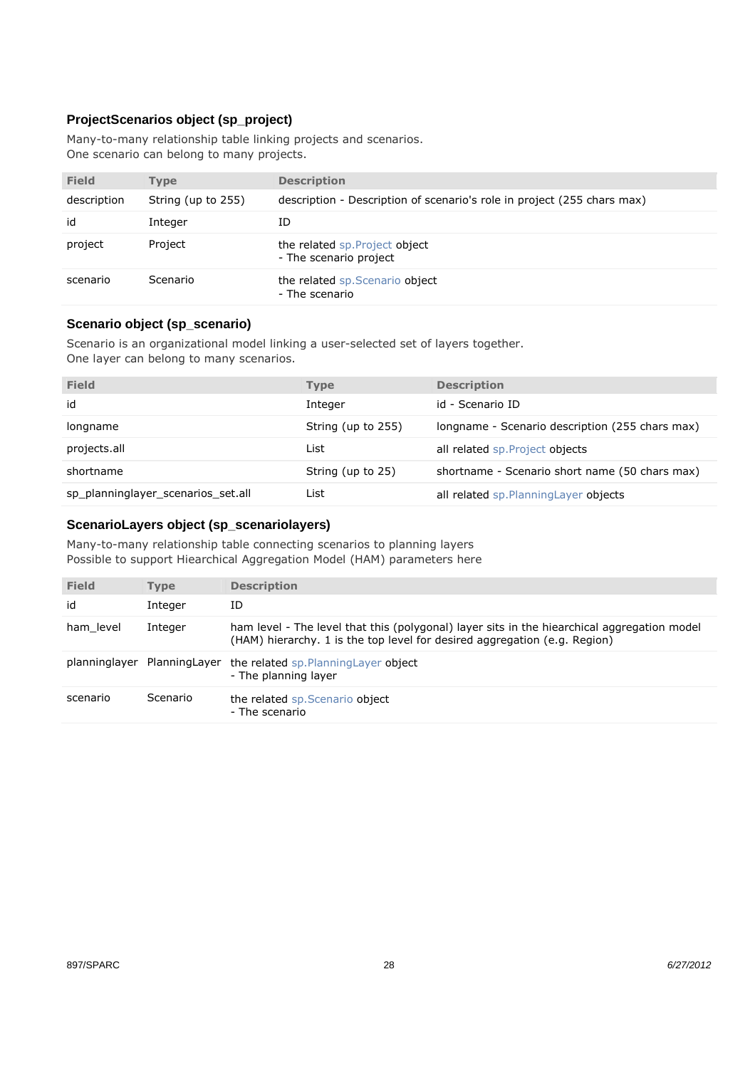### ProjectScenarios object (sp_project)

Many-to-many relationship table linking projects and scenarios.
One scenario can belong to many projects.

| Field | Type | Description |
|---|---|---|
| description | String (up to 255) | description - Description of scenario's role in project (255 chars max) |
| id | Integer | ID |
| project | Project | the related sp.Project object<br>- The scenario project |
| scenario | Scenario | the related sp.Scenario object<br>- The scenario |

### Scenario object (sp_scenario)

Scenario is an organizational model linking a user-selected set of layers together.
One layer can belong to many scenarios.

| Field | Type | Description |
|---|---|---|
| id | Integer | id - Scenario ID |
| longname | String (up to 255) | longname - Scenario description (255 chars max) |
| projects.all | List | all related sp.Project objects |
| shortname | String (up to 25) | shortname - Scenario short name (50 chars max) |
| sp_planninglayer_scenarios_set.all | List | all related sp.PlanningLayer objects |

### ScenarioLayers object (sp_scenariolayers)

Many-to-many relationship table connecting scenarios to planning layers
Possible to support Hiearchical Aggregation Model (HAM) parameters here

| Field | Type | Description |
|---|---|---|
| id | Integer | ID |
| ham_level | Integer | ham level - The level that this (polygonal) layer sits in the hiearchical aggregation model (HAM) hierarchy. 1 is the top level for desired aggregation (e.g. Region) |
| planninglayer | PlanningLayer | the related sp.PlanningLayer object<br>- The planning layer |
| scenario | Scenario | the related sp.Scenario object<br>- The scenario |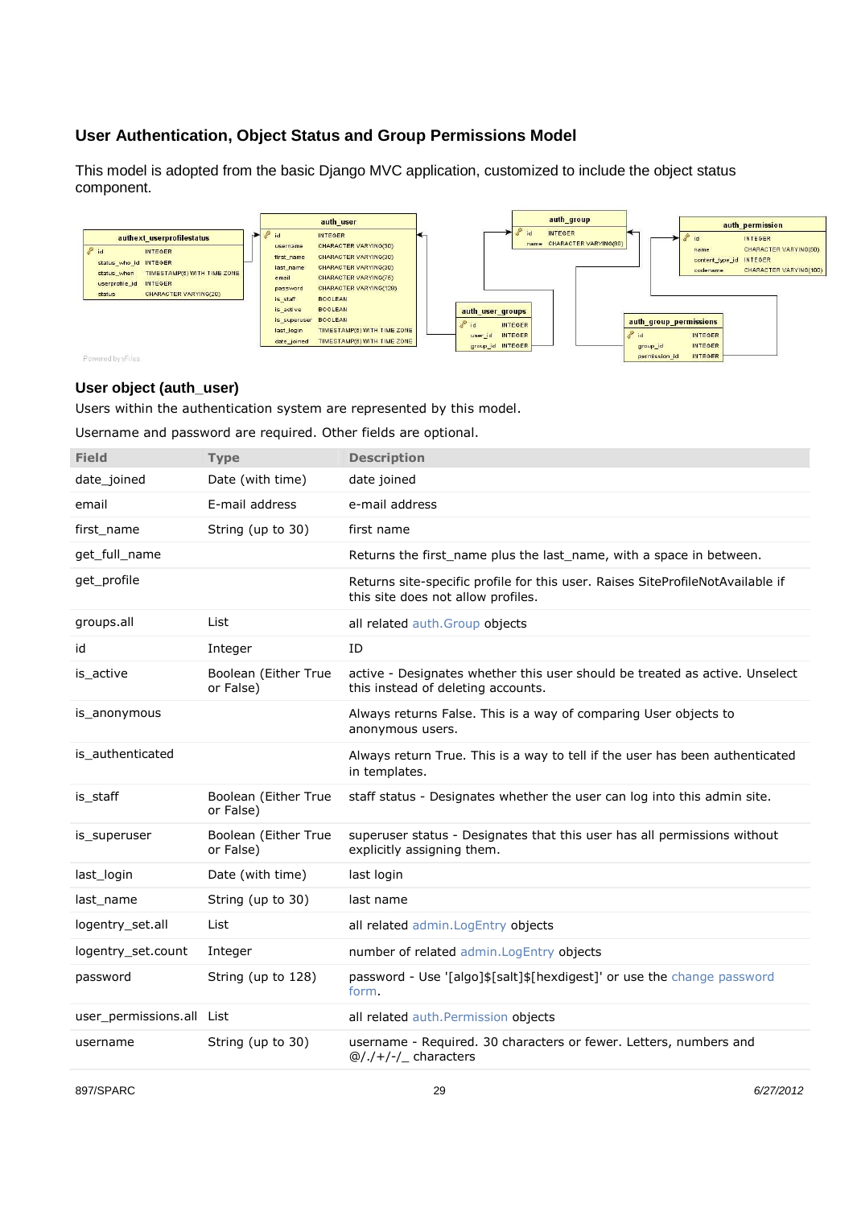### User Authentication, Object Status and Group Permissions Model

This model is adopted from the basic Django MVC application, customized to include the object status component.

#### User object (auth_user)

Users within the authentication system are represented by this model.

Username and password are required. Other fields are optional.

| Field | Type | Description |
|---|---|---|
| date_joined | Date (with time) | date joined |
| email | E-mail address | e-mail address |
| first_name | String (up to 30) | first name |
| get_full_name | | Returns the first_name plus the last_name, with a space in between. |
| get_profile | | Returns site-specific profile for this user. Raises SiteProfileNotAvailable if this site does not allow profiles. |
| groups.all | List | all related auth.Group objects |
| id | Integer | ID |
| is_active | Boolean (Either True or False) | active - Designates whether this user should be treated as active. Unselect this instead of deleting accounts. |
| is_anonymous | | Always returns False. This is a way of comparing User objects to anonymous users. |
| is_authenticated | | Always return True. This is a way to tell if the user has been authenticated in templates. |
| is_staff | Boolean (Either True or False) | staff status - Designates whether the user can log into this admin site. |
| is_superuser | Boolean (Either True or False) | superuser status - Designates that this user has all permissions without explicitly assigning them. |
| last_login | Date (with time) | last login |
| last_name | String (up to 30) | last name |
| logentry_set.all | List | all related admin.LogEntry objects |
| logentry_set.count | Integer | number of related admin.LogEntry objects |
| password | String (up to 128) | password - Use '[algo]$[salt]$[hexdigest]' or use the change password form. |
| user_permissions.all | List | all related auth.Permission objects |
| username | String (up to 30) | username - Required. 30 characters or fewer. Letters, numbers and @/./+/-/_ characters |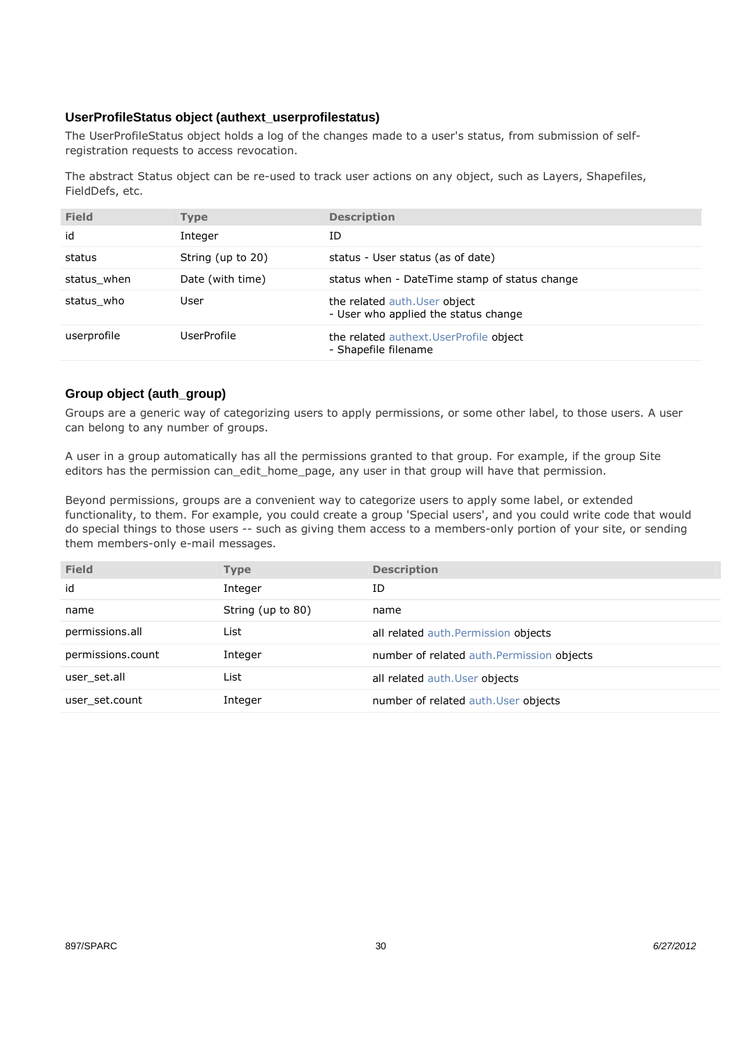### UserProfileStatus object (authext_userprofilestatus)

The UserProfileStatus object holds a log of the changes made to a user's status, from submission of self-registration requests to access revocation.

The abstract Status object can be re-used to track user actions on any object, such as Layers, Shapefiles, FieldDefs, etc.

| Field | Type | Description |
|---|---|---|
| id | Integer | ID |
| status | String (up to 20) | status - User status (as of date) |
| status_when | Date (with time) | status when - DateTime stamp of status change |
| status_who | User | the related auth.User object<br>- User who applied the status change |
| userprofile | UserProfile | the related authext.UserProfile object<br>- Shapefile filename |

### Group object (auth_group)

Groups are a generic way of categorizing users to apply permissions, or some other label, to those users. A user can belong to any number of groups.

A user in a group automatically has all the permissions granted to that group. For example, if the group Site editors has the permission can_edit_home_page, any user in that group will have that permission.

Beyond permissions, groups are a convenient way to categorize users to apply some label, or extended functionality, to them. For example, you could create a group 'Special users', and you could write code that would do special things to those users -- such as giving them access to a members-only portion of your site, or sending them members-only e-mail messages.

| Field | Type | Description |
|---|---|---|
| id | Integer | ID |
| name | String (up to 80) | name |
| permissions.all | List | all related auth.Permission objects |
| permissions.count | Integer | number of related auth.Permission objects |
| user_set.all | List | all related auth.User objects |
| user_set.count | Integer | number of related auth.User objects |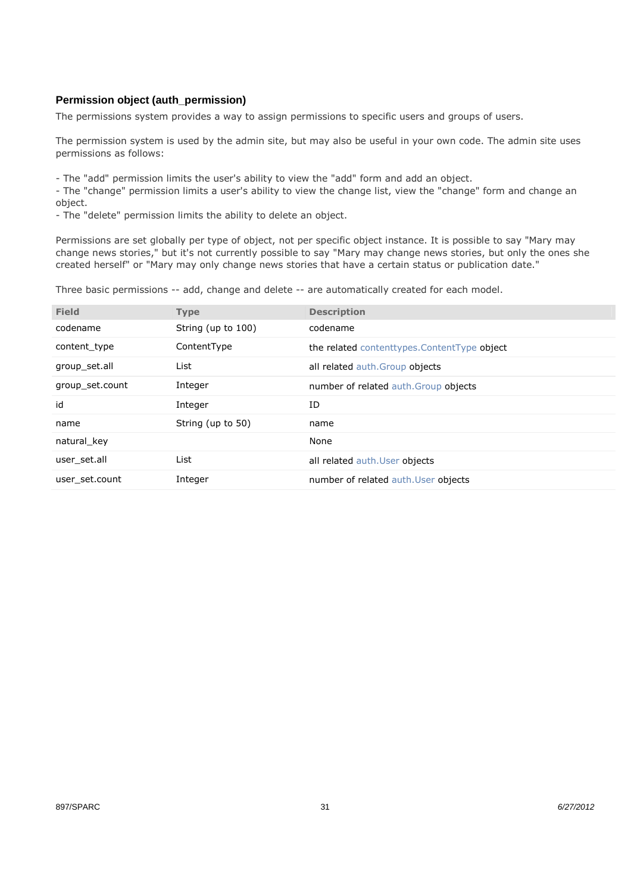### Permission object (auth_permission)

The permissions system provides a way to assign permissions to specific users and groups of users.

The permission system is used by the admin site, but may also be useful in your own code. The admin site uses permissions as follows:

- The "add" permission limits the user's ability to view the "add" form and add an object.
- The "change" permission limits a user's ability to view the change list, view the "change" form and change an object.
- The "delete" permission limits the ability to delete an object.

Permissions are set globally per type of object, not per specific object instance. It is possible to say "Mary may change news stories," but it's not currently possible to say "Mary may change news stories, but only the ones she created herself" or "Mary may only change news stories that have a certain status or publication date."

Three basic permissions -- add, change and delete -- are automatically created for each model.

| Field | Type | Description |
| --- | --- | --- |
| codename | String (up to 100) | codename |
| content_type | ContentType | the related contenttypes.ContentType object |
| group_set.all | List | all related auth.Group objects |
| group_set.count | Integer | number of related auth.Group objects |
| id | Integer | ID |
| name | String (up to 50) | name |
| natural_key | | None |
| user_set.all | List | all related auth.User objects |
| user_set.count | Integer | number of related auth.User objects |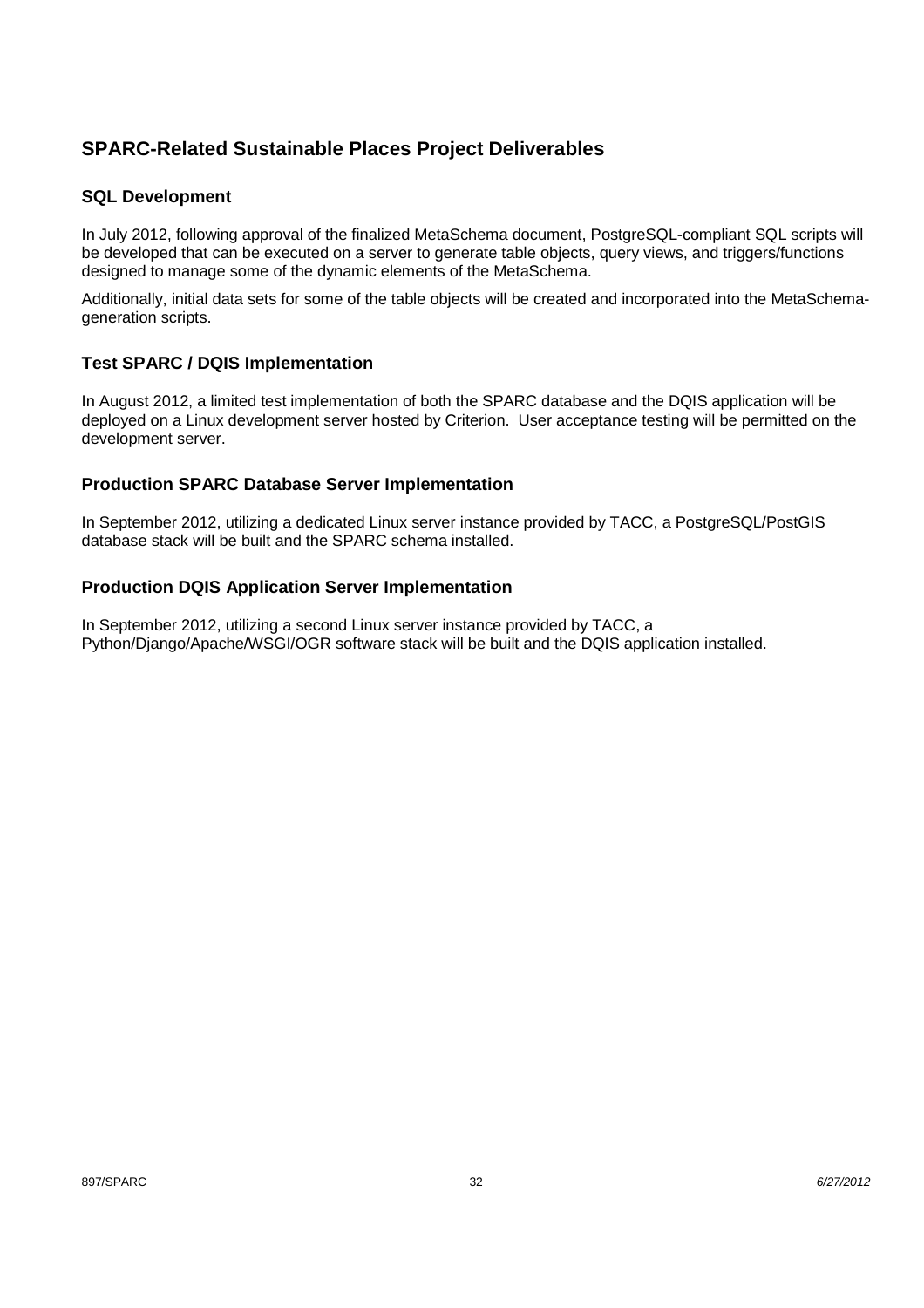## SPARC-Related Sustainable Places Project Deliverables

### SQL Development

In July 2012, following approval of the finalized MetaSchema document, PostgreSQL-compliant SQL scripts will be developed that can be executed on a server to generate table objects, query views, and triggers/functions designed to manage some of the dynamic elements of the MetaSchema.

Additionally, initial data sets for some of the table objects will be created and incorporated into the MetaSchema-generation scripts.

### Test SPARC / DQIS Implementation

In August 2012, a limited test implementation of both the SPARC database and the DQIS application will be deployed on a Linux development server hosted by Criterion. User acceptance testing will be permitted on the development server.

### Production SPARC Database Server Implementation

In September 2012, utilizing a dedicated Linux server instance provided by TACC, a PostgreSQL/PostGIS database stack will be built and the SPARC schema installed.

### Production DQIS Application Server Implementation

In September 2012, utilizing a second Linux server instance provided by TACC, a Python/Django/Apache/WSGI/OGR software stack will be built and the DQIS application installed.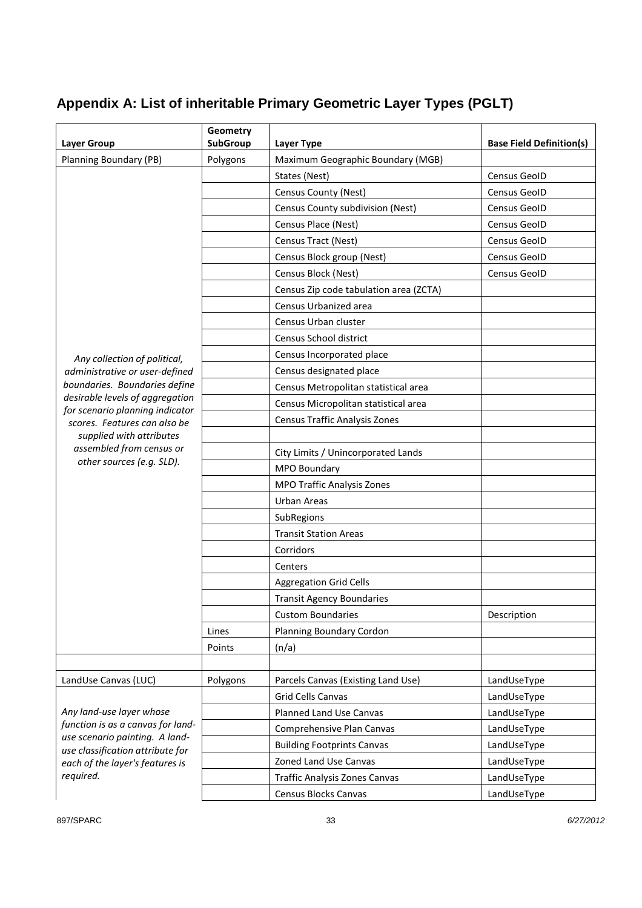## Appendix A: List of inheritable Primary Geometric Layer Types (PGLT)

| Layer Group | Geometry SubGroup | Layer Type | Base Field Definition(s) |
|---|---|---|---|
| Planning Boundary (PB) | Polygons | Maximum Geographic Boundary (MGB) | |
| *Any collection of political, administrative or user-defined boundaries. Boundaries define desirable levels of aggregation for scenario planning indicator scores. Features can also be supplied with attributes assembled from census or other sources (e.g. SLD).* | | States (Nest) | Census GeoID |
| | | Census County (Nest) | Census GeoID |
| | | Census County subdivision (Nest) | Census GeoID |
| | | Census Place (Nest) | Census GeoID |
| | | Census Tract (Nest) | Census GeoID |
| | | Census Block group (Nest) | Census GeoID |
| | | Census Block (Nest) | Census GeoID |
| | | Census Zip code tabulation area (ZCTA) | |
| | | Census Urbanized area | |
| | | Census Urban cluster | |
| | | Census School district | |
| | | Census Incorporated place | |
| | | Census designated place | |
| | | Census Metropolitan statistical area | |
| | | Census Micropolitan statistical area | |
| | | Census Traffic Analysis Zones | |
| | | | |
| | | City Limits / Unincorporated Lands | |
| | | MPO Boundary | |
| | | MPO Traffic Analysis Zones | |
| | | Urban Areas | |
| | | SubRegions | |
| | | Transit Station Areas | |
| | | Corridors | |
| | | Centers | |
| | | Aggregation Grid Cells | |
| | | Transit Agency Boundaries | |
| | | Custom Boundaries | Description |
| | Lines | Planning Boundary Cordon | |
| | Points | (n/a) | |
| | | | |
| LandUse Canvas (LUC) | Polygons | Parcels Canvas (Existing Land Use) | LandUseType |
| *Any land-use layer whose function is as a canvas for land-use scenario painting. A land-use classification attribute for each of the layer's features is required.* | | Grid Cells Canvas | LandUseType |
| | | Planned Land Use Canvas | LandUseType |
| | | Comprehensive Plan Canvas | LandUseType |
| | | Building Footprints Canvas | LandUseType |
| | | Zoned Land Use Canvas | LandUseType |
| | | Traffic Analysis Zones Canvas | LandUseType |
| | | Census Blocks Canvas | LandUseType |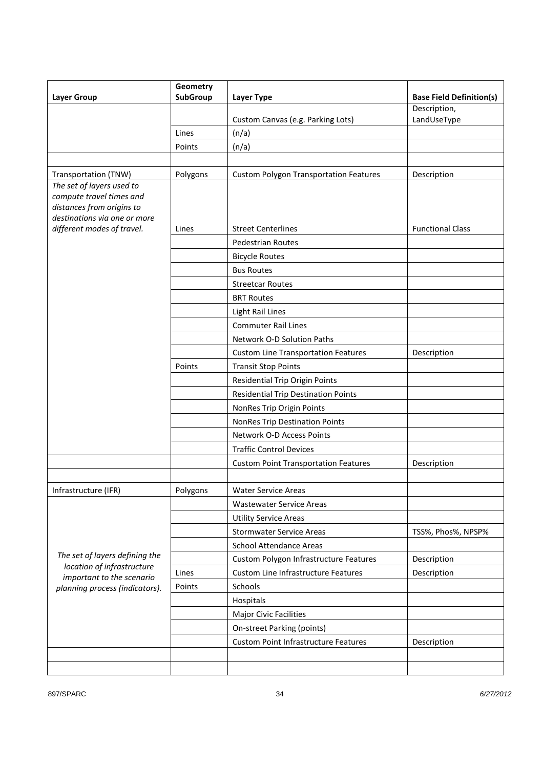| Layer Group | Geometry SubGroup | Layer Type | Base Field Definition(s) |
|---|---|---|---|
| | | Custom Canvas (e.g. Parking Lots) | Description, LandUseType |
| | Lines | (n/a) | |
| | Points | (n/a) | |
| | | | |
| Transportation (TNW) | Polygons | Custom Polygon Transportation Features | Description |
| *The set of layers used to compute travel times and distances from origins to destinations via one or more different modes of travel.* | Lines | Street Centerlines | Functional Class |
| | | Pedestrian Routes | |
| | | Bicycle Routes | |
| | | Bus Routes | |
| | | Streetcar Routes | |
| | | BRT Routes | |
| | | Light Rail Lines | |
| | | Commuter Rail Lines | |
| | | Network O-D Solution Paths | |
| | | Custom Line Transportation Features | Description |
| | Points | Transit Stop Points | |
| | | Residential Trip Origin Points | |
| | | Residential Trip Destination Points | |
| | | NonRes Trip Origin Points | |
| | | NonRes Trip Destination Points | |
| | | Network O-D Access Points | |
| | | Traffic Control Devices | |
| | | Custom Point Transportation Features | Description |
| | | | |
| Infrastructure (IFR) | Polygons | Water Service Areas | |
| *The set of layers defining the location of infrastructure important to the scenario planning process (indicators).* | | Wastewater Service Areas | |
| | | Utility Service Areas | |
| | | Stormwater Service Areas | TSS%, Phos%, NPSP% |
| | | School Attendance Areas | |
| | | Custom Polygon Infrastructure Features | Description |
| | Lines | Custom Line Infrastructure Features | Description |
| | Points | Schools | |
| | | Hospitals | |
| | | Major Civic Facilities | |
| | | On-street Parking (points) | |
| | | Custom Point Infrastructure Features | Description |
| | | | |
| | | | |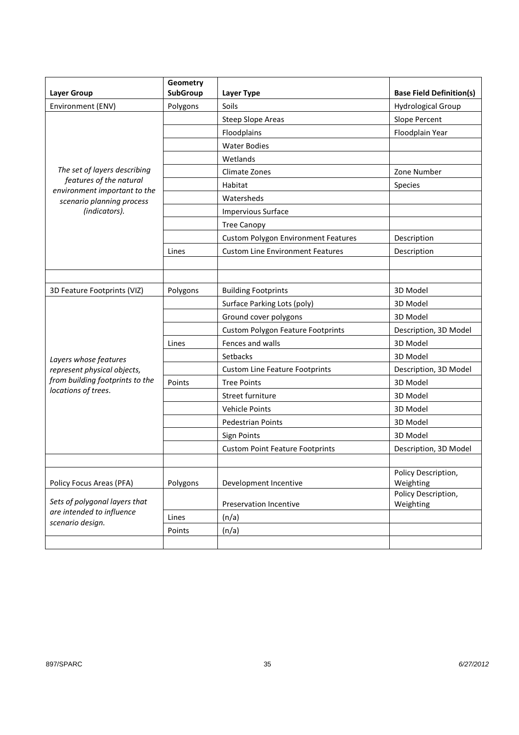| Layer Group | Geometry SubGroup | Layer Type | Base Field Definition(s) |
|---|---|---|---|
| Environment (ENV) | Polygons | Soils | Hydrological Group |
| | | Steep Slope Areas | Slope Percent |
| | | Floodplains | Floodplain Year |
| | | Water Bodies | |
| | | Wetlands | |
| *The set of layers describing features of the natural environment important to the scenario planning process (indicators).* | | Climate Zones | Zone Number |
| | | Habitat | Species |
| | | Watersheds | |
| | | Impervious Surface | |
| | | Tree Canopy | |
| | | Custom Polygon Environment Features | Description |
| | Lines | Custom Line Environment Features | Description |
| | | | |
| | | | |
| 3D Feature Footprints (VIZ) | Polygons | Building Footprints | 3D Model |
| | | Surface Parking Lots (poly) | 3D Model |
| | | Ground cover polygons | 3D Model |
| | | Custom Polygon Feature Footprints | Description, 3D Model |
| | Lines | Fences and walls | 3D Model |
| *Layers whose features represent physical objects, from building footprints to the locations of trees.* | | Setbacks | 3D Model |
| | | Custom Line Feature Footprints | Description, 3D Model |
| | Points | Tree Points | 3D Model |
| | | Street furniture | 3D Model |
| | | Vehicle Points | 3D Model |
| | | Pedestrian Points | 3D Model |
| | | Sign Points | 3D Model |
| | | Custom Point Feature Footprints | Description, 3D Model |
| | | | |
| Policy Focus Areas (PFA) | Polygons | Development Incentive | Policy Description, Weighting |
| *Sets of polygonal layers that are intended to influence scenario design.* | | Preservation Incentive | Policy Description, Weighting |
| | Lines | (n/a) | |
| | Points | (n/a) | |
| | | | |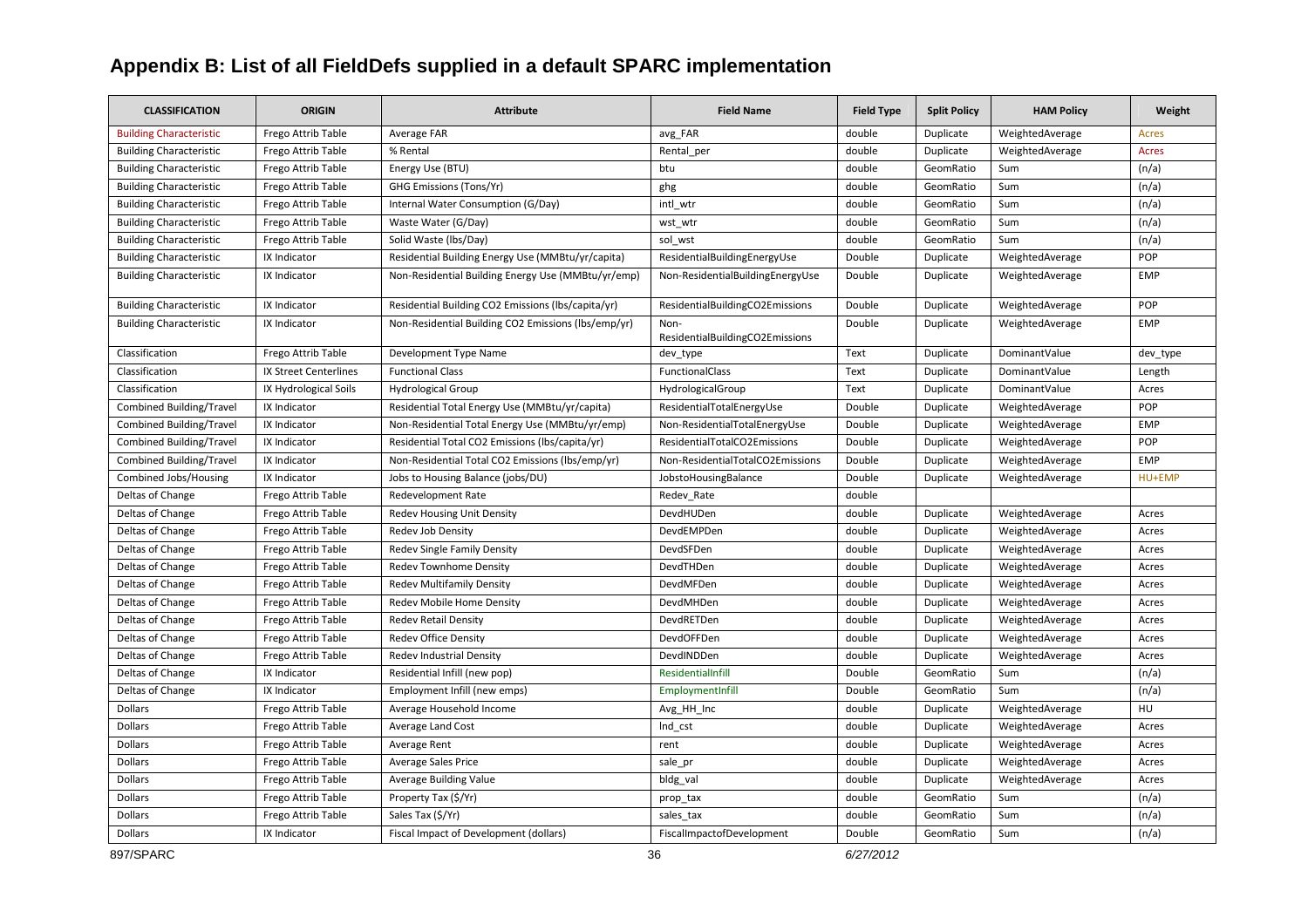# Appendix B: List of all FieldDefs supplied in a default SPARC implementation

| CLASSIFICATION | ORIGIN | Attribute | Field Name | Field Type | Split Policy | HAM Policy | Weight |
|---|---|---|---|---|---|---|---|
| Building Characteristic | Frego Attrib Table | Average FAR | avg_FAR | double | Duplicate | WeightedAverage | Acres |
| Building Characteristic | Frego Attrib Table | % Rental | Rental_per | double | Duplicate | WeightedAverage | Acres |
| Building Characteristic | Frego Attrib Table | Energy Use (BTU) | btu | double | GeomRatio | Sum | (n/a) |
| Building Characteristic | Frego Attrib Table | GHG Emissions (Tons/Yr) | ghg | double | GeomRatio | Sum | (n/a) |
| Building Characteristic | Frego Attrib Table | Internal Water Consumption (G/Day) | intl_wtr | double | GeomRatio | Sum | (n/a) |
| Building Characteristic | Frego Attrib Table | Waste Water (G/Day) | wst_wtr | double | GeomRatio | Sum | (n/a) |
| Building Characteristic | Frego Attrib Table | Solid Waste (lbs/Day) | sol_wst | double | GeomRatio | Sum | (n/a) |
| Building Characteristic | IX Indicator | Residential Building Energy Use (MMBtu/yr/capita) | ResidentialBuildingEnergyUse | Double | Duplicate | WeightedAverage | POP |
| Building Characteristic | IX Indicator | Non-Residential Building Energy Use (MMBtu/yr/emp) | Non-ResidentialBuildingEnergyUse | Double | Duplicate | WeightedAverage | EMP |
| Building Characteristic | IX Indicator | Residential Building CO2 Emissions (lbs/capita/yr) | ResidentialBuildingCO2Emissions | Double | Duplicate | WeightedAverage | POP |
| Building Characteristic | IX Indicator | Non-Residential Building CO2 Emissions (lbs/emp/yr) | Non-ResidentialBuildingCO2Emissions | Double | Duplicate | WeightedAverage | EMP |
| Classification | Frego Attrib Table | Development Type Name | dev_type | Text | Duplicate | DominantValue | dev_type |
| Classification | IX Street Centerlines | Functional Class | FunctionalClass | Text | Duplicate | DominantValue | Length |
| Classification | IX Hydrological Soils | Hydrological Group | HydrologicalGroup | Text | Duplicate | DominantValue | Acres |
| Combined Building/Travel | IX Indicator | Residential Total Energy Use (MMBtu/yr/capita) | ResidentialTotalEnergyUse | Double | Duplicate | WeightedAverage | POP |
| Combined Building/Travel | IX Indicator | Non-Residential Total Energy Use (MMBtu/yr/emp) | Non-ResidentialTotalEnergyUse | Double | Duplicate | WeightedAverage | EMP |
| Combined Building/Travel | IX Indicator | Residential Total CO2 Emissions (lbs/capita/yr) | ResidentialTotalCO2Emissions | Double | Duplicate | WeightedAverage | POP |
| Combined Building/Travel | IX Indicator | Non-Residential Total CO2 Emissions (lbs/emp/yr) | Non-ResidentialTotalCO2Emissions | Double | Duplicate | WeightedAverage | EMP |
| Combined Jobs/Housing | IX Indicator | Jobs to Housing Balance (jobs/DU) | JobstoHousingBalance | Double | Duplicate | WeightedAverage | HU+EMP |
| Deltas of Change | Frego Attrib Table | Redevelopment Rate | Redev_Rate | double | | | |
| Deltas of Change | Frego Attrib Table | Redev Housing Unit Density | DevdHUDen | double | Duplicate | WeightedAverage | Acres |
| Deltas of Change | Frego Attrib Table | Redev Job Density | DevdEMPDen | double | Duplicate | WeightedAverage | Acres |
| Deltas of Change | Frego Attrib Table | Redev Single Family Density | DevdSFDen | double | Duplicate | WeightedAverage | Acres |
| Deltas of Change | Frego Attrib Table | Redev Townhome Density | DevdTHDen | double | Duplicate | WeightedAverage | Acres |
| Deltas of Change | Frego Attrib Table | Redev Multifamily Density | DevdMFDen | double | Duplicate | WeightedAverage | Acres |
| Deltas of Change | Frego Attrib Table | Redev Mobile Home Density | DevdMHDen | double | Duplicate | WeightedAverage | Acres |
| Deltas of Change | Frego Attrib Table | Redev Retail Density | DevdRETDen | double | Duplicate | WeightedAverage | Acres |
| Deltas of Change | Frego Attrib Table | Redev Office Density | DevdOFFDen | double | Duplicate | WeightedAverage | Acres |
| Deltas of Change | Frego Attrib Table | Redev Industrial Density | DevdINDDen | double | Duplicate | WeightedAverage | Acres |
| Deltas of Change | IX Indicator | Residential Infill (new pop) | ResidentialInfill | Double | GeomRatio | Sum | (n/a) |
| Deltas of Change | IX Indicator | Employment Infill (new emps) | EmploymentInfill | Double | GeomRatio | Sum | (n/a) |
| Dollars | Frego Attrib Table | Average Household Income | Avg_HH_Inc | double | Duplicate | WeightedAverage | HU |
| Dollars | Frego Attrib Table | Average Land Cost | lnd_cst | double | Duplicate | WeightedAverage | Acres |
| Dollars | Frego Attrib Table | Average Rent | rent | double | Duplicate | WeightedAverage | Acres |
| Dollars | Frego Attrib Table | Average Sales Price | sale_pr | double | Duplicate | WeightedAverage | Acres |
| Dollars | Frego Attrib Table | Average Building Value | bldg_val | double | Duplicate | WeightedAverage | Acres |
| Dollars | Frego Attrib Table | Property Tax ($/Yr) | prop_tax | double | GeomRatio | Sum | (n/a) |
| Dollars | Frego Attrib Table | Sales Tax ($/Yr) | sales_tax | double | GeomRatio | Sum | (n/a) |
| Dollars | IX Indicator | Fiscal Impact of Development (dollars) | FiscalImpactofDevelopment | Double | GeomRatio | Sum | (n/a) |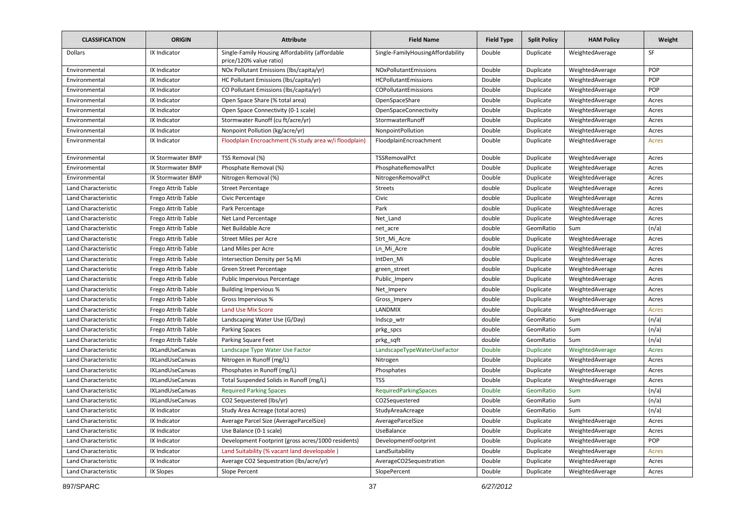| CLASSIFICATION | ORIGIN | Attribute | Field Name | Field Type | Split Policy | HAM Policy | Weight |
|---|---|---|---|---|---|---|---|
| Dollars | IX Indicator | Single-Family Housing Affordability (affordable price/120% value ratio) | Single-FamilyHousingAffordability | Double | Duplicate | WeightedAverage | SF |
| Environmental | IX Indicator | NOx Pollutant Emissions (lbs/capita/yr) | NOxPollutantEmissions | Double | Duplicate | WeightedAverage | POP |
| Environmental | IX Indicator | HC Pollutant Emissions (lbs/capita/yr) | HCPollutantEmissions | Double | Duplicate | WeightedAverage | POP |
| Environmental | IX Indicator | CO Pollutant Emissions (lbs/capita/yr) | COPollutantEmissions | Double | Duplicate | WeightedAverage | POP |
| Environmental | IX Indicator | Open Space Share (% total area) | OpenSpaceShare | Double | Duplicate | WeightedAverage | Acres |
| Environmental | IX Indicator | Open Space Connectivity (0-1 scale) | OpenSpaceConnectivity | Double | Duplicate | WeightedAverage | Acres |
| Environmental | IX Indicator | Stormwater Runoff (cu ft/acre/yr) | StormwaterRunoff | Double | Duplicate | WeightedAverage | Acres |
| Environmental | IX Indicator | Nonpoint Pollution (kg/acre/yr) | NonpointPollution | Double | Duplicate | WeightedAverage | Acres |
| Environmental | IX Indicator | Floodplain Encroachment (% study area w/i floodplain) | FloodplainEncroachment | Double | Duplicate | WeightedAverage | Acres |
| Environmental | IX Stormwater BMP | TSS Removal (%) | TSSRemovalPct | Double | Duplicate | WeightedAverage | Acres |
| Environmental | IX Stormwater BMP | Phosphate Removal (%) | PhosphateRemovalPct | Double | Duplicate | WeightedAverage | Acres |
| Environmental | IX Stormwater BMP | Nitrogen Removal (%) | NitrogenRemovalPct | Double | Duplicate | WeightedAverage | Acres |
| Land Characteristic | Frego Attrib Table | Street Percentage | Streets | double | Duplicate | WeightedAverage | Acres |
| Land Characteristic | Frego Attrib Table | Civic Percentage | Civic | double | Duplicate | WeightedAverage | Acres |
| Land Characteristic | Frego Attrib Table | Park Percentage | Park | double | Duplicate | WeightedAverage | Acres |
| Land Characteristic | Frego Attrib Table | Net Land Percentage | Net_Land | double | Duplicate | WeightedAverage | Acres |
| Land Characteristic | Frego Attrib Table | Net Buildable Acre | net_acre | double | GeomRatio | Sum | (n/a) |
| Land Characteristic | Frego Attrib Table | Street Miles per Acre | Strt_Mi_Acre | double | Duplicate | WeightedAverage | Acres |
| Land Characteristic | Frego Attrib Table | Land Miles per Acre | Ln_Mi_Acre | double | Duplicate | WeightedAverage | Acres |
| Land Characteristic | Frego Attrib Table | Intersection Density per Sq Mi | IntDen_Mi | double | Duplicate | WeightedAverage | Acres |
| Land Characteristic | Frego Attrib Table | Green Street Percentage | green_street | double | Duplicate | WeightedAverage | Acres |
| Land Characteristic | Frego Attrib Table | Public Impervious Percentage | Public_Imperv | double | Duplicate | WeightedAverage | Acres |
| Land Characteristic | Frego Attrib Table | Building Impervious % | Net_Imperv | double | Duplicate | WeightedAverage | Acres |
| Land Characteristic | Frego Attrib Table | Gross Impervious % | Gross_Imperv | double | Duplicate | WeightedAverage | Acres |
| Land Characteristic | Frego Attrib Table | Land Use Mix Score | LANDMIX | double | Duplicate | WeightedAverage | Acres |
| Land Characteristic | Frego Attrib Table | Landscaping Water Use (G/Day) | lndscp_wtr | double | GeomRatio | Sum | (n/a) |
| Land Characteristic | Frego Attrib Table | Parking Spaces | prkg_spcs | double | GeomRatio | Sum | (n/a) |
| Land Characteristic | Frego Attrib Table | Parking Square Feet | prkg_sqft | double | GeomRatio | Sum | (n/a) |
| Land Characteristic | IXLandUseCanvas | Landscape Type Water Use Factor | LandscapeTypeWaterUseFactor | Double | Duplicate | WeightedAverage | Acres |
| Land Characteristic | IXLandUseCanvas | Nitrogen in Runoff (mg/L) | Nitrogen | Double | Duplicate | WeightedAverage | Acres |
| Land Characteristic | IXLandUseCanvas | Phosphates in Runoff (mg/L) | Phosphates | Double | Duplicate | WeightedAverage | Acres |
| Land Characteristic | IXLandUseCanvas | Total Suspended Solids in Runoff (mg/L) | TSS | Double | Duplicate | WeightedAverage | Acres |
| Land Characteristic | IXLandUseCanvas | Required Parking Spaces | RequiredParkingSpaces | Double | GeomRatio | Sum | (n/a) |
| Land Characteristic | IXLandUseCanvas | CO2 Sequestered (lbs/yr) | CO2Sequestered | Double | GeomRatio | Sum | (n/a) |
| Land Characteristic | IX Indicator | Study Area Acreage (total acres) | StudyAreaAcreage | Double | GeomRatio | Sum | (n/a) |
| Land Characteristic | IX Indicator | Average Parcel Size (AverageParcelSize) | AverageParcelSize | Double | Duplicate | WeightedAverage | Acres |
| Land Characteristic | IX Indicator | Use Balance (0-1 scale) | UseBalance | Double | Duplicate | WeightedAverage | Acres |
| Land Characteristic | IX Indicator | Development Footprint (gross acres/1000 residents) | DevelopmentFootprint | Double | Duplicate | WeightedAverage | POP |
| Land Characteristic | IX Indicator | Land Suitability (% vacant land developable ) | LandSuitability | Double | Duplicate | WeightedAverage | Acres |
| Land Characteristic | IX Indicator | Average CO2 Sequestration (lbs/acre/yr) | AverageCO2Sequestration | Double | Duplicate | WeightedAverage | Acres |
| Land Characteristic | IX Slopes | Slope Percent | SlopePercent | Double | Duplicate | WeightedAverage | Acres |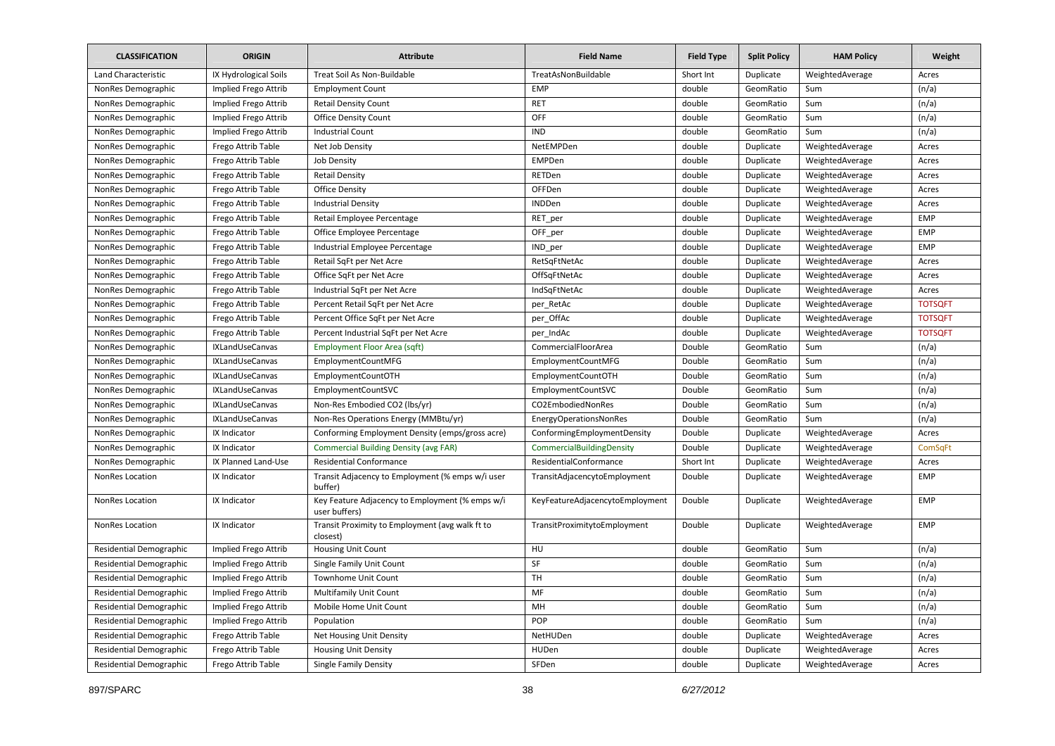| CLASSIFICATION | ORIGIN | Attribute | Field Name | Field Type | Split Policy | HAM Policy | Weight |
|---|---|---|---|---|---|---|---|
| Land Characteristic | IX Hydrological Soils | Treat Soil As Non-Buildable | TreatAsNonBuildable | Short Int | Duplicate | WeightedAverage | Acres |
| NonRes Demographic | Implied Frego Attrib | Employment Count | EMP | double | GeomRatio | Sum | (n/a) |
| NonRes Demographic | Implied Frego Attrib | Retail Density Count | RET | double | GeomRatio | Sum | (n/a) |
| NonRes Demographic | Implied Frego Attrib | Office Density Count | OFF | double | GeomRatio | Sum | (n/a) |
| NonRes Demographic | Implied Frego Attrib | Industrial Count | IND | double | GeomRatio | Sum | (n/a) |
| NonRes Demographic | Frego Attrib Table | Net Job Density | NetEMPDen | double | Duplicate | WeightedAverage | Acres |
| NonRes Demographic | Frego Attrib Table | Job Density | EMPDen | double | Duplicate | WeightedAverage | Acres |
| NonRes Demographic | Frego Attrib Table | Retail Density | RETDen | double | Duplicate | WeightedAverage | Acres |
| NonRes Demographic | Frego Attrib Table | Office Density | OFFDen | double | Duplicate | WeightedAverage | Acres |
| NonRes Demographic | Frego Attrib Table | Industrial Density | INDDen | double | Duplicate | WeightedAverage | Acres |
| NonRes Demographic | Frego Attrib Table | Retail Employee Percentage | RET_per | double | Duplicate | WeightedAverage | EMP |
| NonRes Demographic | Frego Attrib Table | Office Employee Percentage | OFF_per | double | Duplicate | WeightedAverage | EMP |
| NonRes Demographic | Frego Attrib Table | Industrial Employee Percentage | IND_per | double | Duplicate | WeightedAverage | EMP |
| NonRes Demographic | Frego Attrib Table | Retail SqFt per Net Acre | RetSqFtNetAc | double | Duplicate | WeightedAverage | Acres |
| NonRes Demographic | Frego Attrib Table | Office SqFt per Net Acre | OffSqFtNetAc | double | Duplicate | WeightedAverage | Acres |
| NonRes Demographic | Frego Attrib Table | Industrial SqFt per Net Acre | IndSqFtNetAc | double | Duplicate | WeightedAverage | Acres |
| NonRes Demographic | Frego Attrib Table | Percent Retail SqFt per Net Acre | per_RetAc | double | Duplicate | WeightedAverage | TOTSQFT |
| NonRes Demographic | Frego Attrib Table | Percent Office SqFt per Net Acre | per_OffAc | double | Duplicate | WeightedAverage | TOTSQFT |
| NonRes Demographic | Frego Attrib Table | Percent Industrial SqFt per Net Acre | per_IndAc | double | Duplicate | WeightedAverage | TOTSQFT |
| NonRes Demographic | IXLandUseCanvas | Employment Floor Area (sqft) | CommercialFloorArea | Double | GeomRatio | Sum | (n/a) |
| NonRes Demographic | IXLandUseCanvas | EmploymentCountMFG | EmploymentCountMFG | Double | GeomRatio | Sum | (n/a) |
| NonRes Demographic | IXLandUseCanvas | EmploymentCountOTH | EmploymentCountOTH | Double | GeomRatio | Sum | (n/a) |
| NonRes Demographic | IXLandUseCanvas | EmploymentCountSVC | EmploymentCountSVC | Double | GeomRatio | Sum | (n/a) |
| NonRes Demographic | IXLandUseCanvas | Non-Res Embodied CO2 (lbs/yr) | CO2EmbodiedNonRes | Double | GeomRatio | Sum | (n/a) |
| NonRes Demographic | IXLandUseCanvas | Non-Res Operations Energy (MMBtu/yr) | EnergyOperationsNonRes | Double | GeomRatio | Sum | (n/a) |
| NonRes Demographic | IX Indicator | Conforming Employment Density (emps/gross acre) | ConformingEmploymentDensity | Double | Duplicate | WeightedAverage | Acres |
| NonRes Demographic | IX Indicator | Commercial Building Density (avg FAR) | CommercialBuildingDensity | Double | Duplicate | WeightedAverage | ComSqFt |
| NonRes Demographic | IX Planned Land-Use | Residential Conformance | ResidentialConformance | Short Int | Duplicate | WeightedAverage | Acres |
| NonRes Location | IX Indicator | Transit Adjacency to Employment (% emps w/i user buffer) | TransitAdjacencytoEmployment | Double | Duplicate | WeightedAverage | EMP |
| NonRes Location | IX Indicator | Key Feature Adjacency to Employment (% emps w/i user buffers) | KeyFeatureAdjacencytoEmployment | Double | Duplicate | WeightedAverage | EMP |
| NonRes Location | IX Indicator | Transit Proximity to Employment (avg walk ft to closest) | TransitProximitytoEmployment | Double | Duplicate | WeightedAverage | EMP |
| Residential Demographic | Implied Frego Attrib | Housing Unit Count | HU | double | GeomRatio | Sum | (n/a) |
| Residential Demographic | Implied Frego Attrib | Single Family Unit Count | SF | double | GeomRatio | Sum | (n/a) |
| Residential Demographic | Implied Frego Attrib | Townhome Unit Count | TH | double | GeomRatio | Sum | (n/a) |
| Residential Demographic | Implied Frego Attrib | Multifamily Unit Count | MF | double | GeomRatio | Sum | (n/a) |
| Residential Demographic | Implied Frego Attrib | Mobile Home Unit Count | MH | double | GeomRatio | Sum | (n/a) |
| Residential Demographic | Implied Frego Attrib | Population | POP | double | GeomRatio | Sum | (n/a) |
| Residential Demographic | Frego Attrib Table | Net Housing Unit Density | NetHUDen | double | Duplicate | WeightedAverage | Acres |
| Residential Demographic | Frego Attrib Table | Housing Unit Density | HUDen | double | Duplicate | WeightedAverage | Acres |
| Residential Demographic | Frego Attrib Table | Single Family Density | SFDen | double | Duplicate | WeightedAverage | Acres |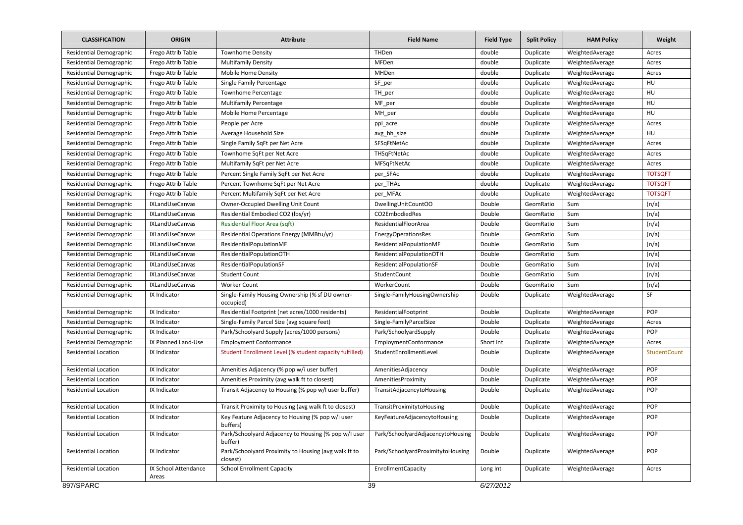| CLASSIFICATION | ORIGIN | Attribute | Field Name | Field Type | Split Policy | HAM Policy | Weight |
|---|---|---|---|---|---|---|---|
| Residential Demographic | Frego Attrib Table | Townhome Density | THDen | double | Duplicate | WeightedAverage | Acres |
| Residential Demographic | Frego Attrib Table | Multifamily Density | MFDen | double | Duplicate | WeightedAverage | Acres |
| Residential Demographic | Frego Attrib Table | Mobile Home Density | MHDen | double | Duplicate | WeightedAverage | Acres |
| Residential Demographic | Frego Attrib Table | Single Family Percentage | SF_per | double | Duplicate | WeightedAverage | HU |
| Residential Demographic | Frego Attrib Table | Townhome Percentage | TH_per | double | Duplicate | WeightedAverage | HU |
| Residential Demographic | Frego Attrib Table | Multifamily Percentage | MF_per | double | Duplicate | WeightedAverage | HU |
| Residential Demographic | Frego Attrib Table | Mobile Home Percentage | MH_per | double | Duplicate | WeightedAverage | HU |
| Residential Demographic | Frego Attrib Table | People per Acre | ppl_acre | double | Duplicate | WeightedAverage | Acres |
| Residential Demographic | Frego Attrib Table | Average Household Size | avg_hh_size | double | Duplicate | WeightedAverage | HU |
| Residential Demographic | Frego Attrib Table | Single Family SqFt per Net Acre | SFSqFtNetAc | double | Duplicate | WeightedAverage | Acres |
| Residential Demographic | Frego Attrib Table | Townhome SqFt per Net Acre | THSqFtNetAc | double | Duplicate | WeightedAverage | Acres |
| Residential Demographic | Frego Attrib Table | Multifamily SqFt per Net Acre | MFSqFtNetAc | double | Duplicate | WeightedAverage | Acres |
| Residential Demographic | Frego Attrib Table | Percent Single Family SqFt per Net Acre | per_SFAc | double | Duplicate | WeightedAverage | TOTSQFT |
| Residential Demographic | Frego Attrib Table | Percent Townhome SqFt per Net Acre | per_THAc | double | Duplicate | WeightedAverage | TOTSQFT |
| Residential Demographic | Frego Attrib Table | Percent Multifamily SqFt per Net Acre | per_MFAc | double | Duplicate | WeightedAverage | TOTSQFT |
| Residential Demographic | IXLandUseCanvas | Owner-Occupied Dwelling Unit Count | DwellingUnitCountOO | Double | GeomRatio | Sum | (n/a) |
| Residential Demographic | IXLandUseCanvas | Residential Embodied CO2 (lbs/yr) | CO2EmbodiedRes | Double | GeomRatio | Sum | (n/a) |
| Residential Demographic | IXLandUseCanvas | Residential Floor Area (sqft) | ResidentialFloorArea | Double | GeomRatio | Sum | (n/a) |
| Residential Demographic | IXLandUseCanvas | Residential Operations Energy (MMBtu/yr) | EnergyOperationsRes | Double | GeomRatio | Sum | (n/a) |
| Residential Demographic | IXLandUseCanvas | ResidentialPopulationMF | ResidentialPopulationMF | Double | GeomRatio | Sum | (n/a) |
| Residential Demographic | IXLandUseCanvas | ResidentialPopulationOTH | ResidentialPopulationOTH | Double | GeomRatio | Sum | (n/a) |
| Residential Demographic | IXLandUseCanvas | ResidentialPopulationSF | ResidentialPopulationSF | Double | GeomRatio | Sum | (n/a) |
| Residential Demographic | IXLandUseCanvas | Student Count | StudentCount | Double | GeomRatio | Sum | (n/a) |
| Residential Demographic | IXLandUseCanvas | Worker Count | WorkerCount | Double | GeomRatio | Sum | (n/a) |
| Residential Demographic | IX Indicator | Single-Family Housing Ownership (% sf DU owner-occupied) | Single-FamilyHousingOwnership | Double | Duplicate | WeightedAverage | SF |
| Residential Demographic | IX Indicator | Residential Footprint (net acres/1000 residents) | ResidentialFootprint | Double | Duplicate | WeightedAverage | POP |
| Residential Demographic | IX Indicator | Single-Family Parcel Size (avg square feet) | Single-FamilyParcelSize | Double | Duplicate | WeightedAverage | Acres |
| Residential Demographic | IX Indicator | Park/Schoolyard Supply (acres/1000 persons) | Park/SchoolyardSupply | Double | Duplicate | WeightedAverage | POP |
| Residential Demographic | IX Planned Land-Use | Employment Conformance | EmploymentConformance | Short Int | Duplicate | WeightedAverage | Acres |
| Residential Location | IX Indicator | Student Enrollment Level (% student capacity fulfilled) | StudentEnrollmentLevel | Double | Duplicate | WeightedAverage | StudentCount |
| Residential Location | IX Indicator | Amenities Adjacency (% pop w/i user buffer) | AmenitiesAdjacency | Double | Duplicate | WeightedAverage | POP |
| Residential Location | IX Indicator | Amenities Proximity (avg walk ft to closest) | AmenitiesProximity | Double | Duplicate | WeightedAverage | POP |
| Residential Location | IX Indicator | Transit Adjacency to Housing (% pop w/I user buffer) | TransitAdjacencytoHousing | Double | Duplicate | WeightedAverage | POP |
| Residential Location | IX Indicator | Transit Proximity to Housing (avg walk ft to closest) | TransitProximitytoHousing | Double | Duplicate | WeightedAverage | POP |
| Residential Location | IX Indicator | Key Feature Adjacency to Housing (% pop w/i user buffers) | KeyFeatureAdjacencytoHousing | Double | Duplicate | WeightedAverage | POP |
| Residential Location | IX Indicator | Park/Schoolyard Adjacency to Housing (% pop w/I user buffer) | Park/SchoolyardAdjacencytoHousing | Double | Duplicate | WeightedAverage | POP |
| Residential Location | IX Indicator | Park/Schoolyard Proximity to Housing (avg walk ft to closest) | Park/SchoolyardProximitytoHousing | Double | Duplicate | WeightedAverage | POP |
| Residential Location | IX School Attendance Areas | School Enrollment Capacity | EnrollmentCapacity | Long Int | Duplicate | WeightedAverage | Acres |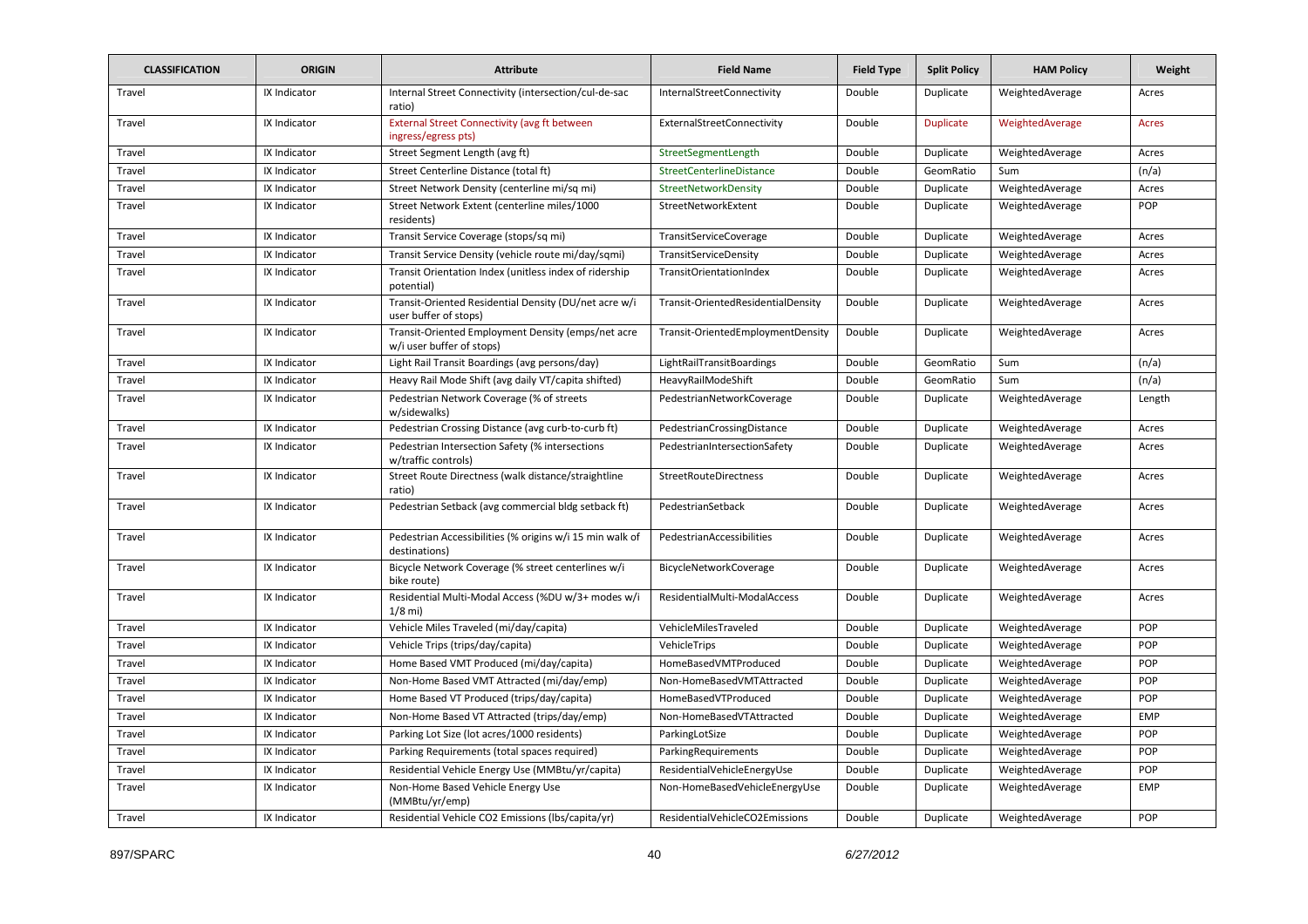| CLASSIFICATION | ORIGIN | Attribute | Field Name | Field Type | Split Policy | HAM Policy | Weight |
|---|---|---|---|---|---|---|---|
| Travel | IX Indicator | Internal Street Connectivity (intersection/cul-de-sac ratio) | InternalStreetConnectivity | Double | Duplicate | WeightedAverage | Acres |
| Travel | IX Indicator | External Street Connectivity (avg ft between ingress/egress pts) | ExternalStreetConnectivity | Double | Duplicate | WeightedAverage | Acres |
| Travel | IX Indicator | Street Segment Length (avg ft) | StreetSegmentLength | Double | Duplicate | WeightedAverage | Acres |
| Travel | IX Indicator | Street Centerline Distance (total ft) | StreetCenterlineDistance | Double | GeomRatio | Sum | (n/a) |
| Travel | IX Indicator | Street Network Density (centerline mi/sq mi) | StreetNetworkDensity | Double | Duplicate | WeightedAverage | Acres |
| Travel | IX Indicator | Street Network Extent (centerline miles/1000 residents) | StreetNetworkExtent | Double | Duplicate | WeightedAverage | POP |
| Travel | IX Indicator | Transit Service Coverage (stops/sq mi) | TransitServiceCoverage | Double | Duplicate | WeightedAverage | Acres |
| Travel | IX Indicator | Transit Service Density (vehicle route mi/day/sqmi) | TransitServiceDensity | Double | Duplicate | WeightedAverage | Acres |
| Travel | IX Indicator | Transit Orientation Index (unitless index of ridership potential) | TransitOrientationIndex | Double | Duplicate | WeightedAverage | Acres |
| Travel | IX Indicator | Transit-Oriented Residential Density (DU/net acre w/i user buffer of stops) | Transit-OrientedResidentialDensity | Double | Duplicate | WeightedAverage | Acres |
| Travel | IX Indicator | Transit-Oriented Employment Density (emps/net acre w/i user buffer of stops) | Transit-OrientedEmploymentDensity | Double | Duplicate | WeightedAverage | Acres |
| Travel | IX Indicator | Light Rail Transit Boardings (avg persons/day) | LightRailTransitBoardings | Double | GeomRatio | Sum | (n/a) |
| Travel | IX Indicator | Heavy Rail Mode Shift (avg daily VT/capita shifted) | HeavyRailModeShift | Double | GeomRatio | Sum | (n/a) |
| Travel | IX Indicator | Pedestrian Network Coverage (% of streets w/sidewalks) | PedestrianNetworkCoverage | Double | Duplicate | WeightedAverage | Length |
| Travel | IX Indicator | Pedestrian Crossing Distance (avg curb-to-curb ft) | PedestrianCrossingDistance | Double | Duplicate | WeightedAverage | Acres |
| Travel | IX Indicator | Pedestrian Intersection Safety (% intersections w/traffic controls) | PedestrianIntersectionSafety | Double | Duplicate | WeightedAverage | Acres |
| Travel | IX Indicator | Street Route Directness (walk distance/straightline ratio) | StreetRouteDirectness | Double | Duplicate | WeightedAverage | Acres |
| Travel | IX Indicator | Pedestrian Setback (avg commercial bldg setback ft) | PedestrianSetback | Double | Duplicate | WeightedAverage | Acres |
| Travel | IX Indicator | Pedestrian Accessibilities (% origins w/i 15 min walk of destinations) | PedestrianAccessibilities | Double | Duplicate | WeightedAverage | Acres |
| Travel | IX Indicator | Bicycle Network Coverage (% street centerlines w/i bike route) | BicycleNetworkCoverage | Double | Duplicate | WeightedAverage | Acres |
| Travel | IX Indicator | Residential Multi-Modal Access (%DU w/3+ modes w/i 1/8 mi) | ResidentialMulti-ModalAccess | Double | Duplicate | WeightedAverage | Acres |
| Travel | IX Indicator | Vehicle Miles Traveled (mi/day/capita) | VehicleMilesTraveled | Double | Duplicate | WeightedAverage | POP |
| Travel | IX Indicator | Vehicle Trips (trips/day/capita) | VehicleTrips | Double | Duplicate | WeightedAverage | POP |
| Travel | IX Indicator | Home Based VMT Produced (mi/day/capita) | HomeBasedVMTProduced | Double | Duplicate | WeightedAverage | POP |
| Travel | IX Indicator | Non-Home Based VMT Attracted (mi/day/emp) | Non-HomeBasedVMTAttracted | Double | Duplicate | WeightedAverage | POP |
| Travel | IX Indicator | Home Based VT Produced (trips/day/capita) | HomeBasedVTProduced | Double | Duplicate | WeightedAverage | POP |
| Travel | IX Indicator | Non-Home Based VT Attracted (trips/day/emp) | Non-HomeBasedVTAttracted | Double | Duplicate | WeightedAverage | EMP |
| Travel | IX Indicator | Parking Lot Size (lot acres/1000 residents) | ParkingLotSize | Double | Duplicate | WeightedAverage | POP |
| Travel | IX Indicator | Parking Requirements (total spaces required) | ParkingRequirements | Double | Duplicate | WeightedAverage | POP |
| Travel | IX Indicator | Residential Vehicle Energy Use (MMBtu/yr/capita) | ResidentialVehicleEnergyUse | Double | Duplicate | WeightedAverage | POP |
| Travel | IX Indicator | Non-Home Based Vehicle Energy Use (MMBtu/yr/emp) | Non-HomeBasedVehicleEnergyUse | Double | Duplicate | WeightedAverage | EMP |
| Travel | IX Indicator | Residential Vehicle CO2 Emissions (lbs/capita/yr) | ResidentialVehicleCO2Emissions | Double | Duplicate | WeightedAverage | POP |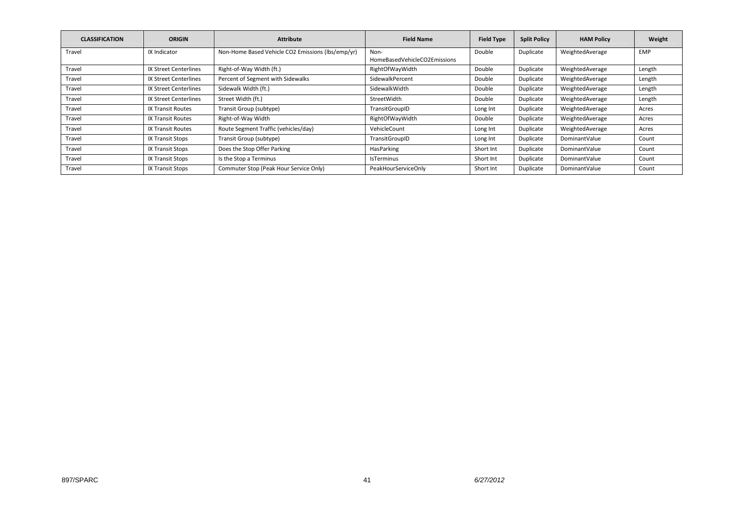| CLASSIFICATION | ORIGIN | Attribute | Field Name | Field Type | Split Policy | HAM Policy | Weight |
|---|---|---|---|---|---|---|---|
| Travel | IX Indicator | Non-Home Based Vehicle CO2 Emissions (lbs/emp/yr) | Non-HomeBasedVehicleCO2Emissions | Double | Duplicate | WeightedAverage | EMP |
| Travel | IX Street Centerlines | Right-of-Way Width (ft.) | RightOfWayWidth | Double | Duplicate | WeightedAverage | Length |
| Travel | IX Street Centerlines | Percent of Segment with Sidewalks | SidewalkPercent | Double | Duplicate | WeightedAverage | Length |
| Travel | IX Street Centerlines | Sidewalk Width (ft.) | SidewalkWidth | Double | Duplicate | WeightedAverage | Length |
| Travel | IX Street Centerlines | Street Width (ft.) | StreetWidth | Double | Duplicate | WeightedAverage | Length |
| Travel | IX Transit Routes | Transit Group (subtype) | TransitGroupID | Long Int | Duplicate | WeightedAverage | Acres |
| Travel | IX Transit Routes | Right-of-Way Width | RightOfWayWidth | Double | Duplicate | WeightedAverage | Acres |
| Travel | IX Transit Routes | Route Segment Traffic (vehicles/day) | VehicleCount | Long Int | Duplicate | WeightedAverage | Acres |
| Travel | IX Transit Stops | Transit Group (subtype) | TransitGroupID | Long Int | Duplicate | DominantValue | Count |
| Travel | IX Transit Stops | Does the Stop Offer Parking | HasParking | Short Int | Duplicate | DominantValue | Count |
| Travel | IX Transit Stops | Is the Stop a Terminus | IsTerminus | Short Int | Duplicate | DominantValue | Count |
| Travel | IX Transit Stops | Commuter Stop (Peak Hour Service Only) | PeakHourServiceOnly | Short Int | Duplicate | DominantValue | Count |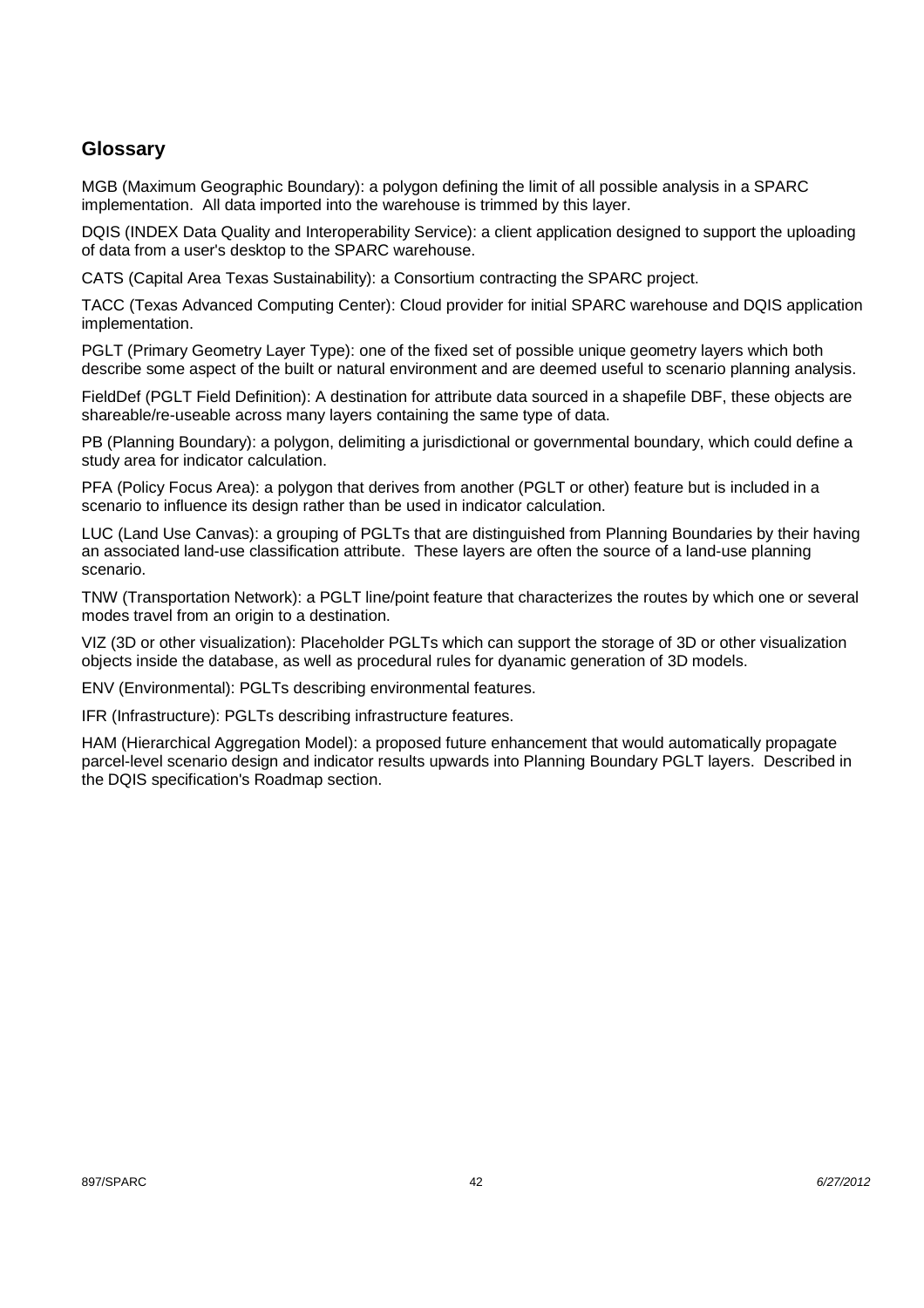## Glossary

MGB (Maximum Geographic Boundary): a polygon defining the limit of all possible analysis in a SPARC implementation. All data imported into the warehouse is trimmed by this layer.

DQIS (INDEX Data Quality and Interoperability Service): a client application designed to support the uploading of data from a user's desktop to the SPARC warehouse.

CATS (Capital Area Texas Sustainability): a Consortium contracting the SPARC project.

TACC (Texas Advanced Computing Center): Cloud provider for initial SPARC warehouse and DQIS application implementation.

PGLT (Primary Geometry Layer Type): one of the fixed set of possible unique geometry layers which both describe some aspect of the built or natural environment and are deemed useful to scenario planning analysis.

FieldDef (PGLT Field Definition): A destination for attribute data sourced in a shapefile DBF, these objects are shareable/re-useable across many layers containing the same type of data.

PB (Planning Boundary): a polygon, delimiting a jurisdictional or governmental boundary, which could define a study area for indicator calculation.

PFA (Policy Focus Area): a polygon that derives from another (PGLT or other) feature but is included in a scenario to influence its design rather than be used in indicator calculation.

LUC (Land Use Canvas): a grouping of PGLTs that are distinguished from Planning Boundaries by their having an associated land-use classification attribute. These layers are often the source of a land-use planning scenario.

TNW (Transportation Network): a PGLT line/point feature that characterizes the routes by which one or several modes travel from an origin to a destination.

VIZ (3D or other visualization): Placeholder PGLTs which can support the storage of 3D or other visualization objects inside the database, as well as procedural rules for dyanamic generation of 3D models.

ENV (Environmental): PGLTs describing environmental features.

IFR (Infrastructure): PGLTs describing infrastructure features.

HAM (Hierarchical Aggregation Model): a proposed future enhancement that would automatically propagate parcel-level scenario design and indicator results upwards into Planning Boundary PGLT layers. Described in the DQIS specification's Roadmap section.